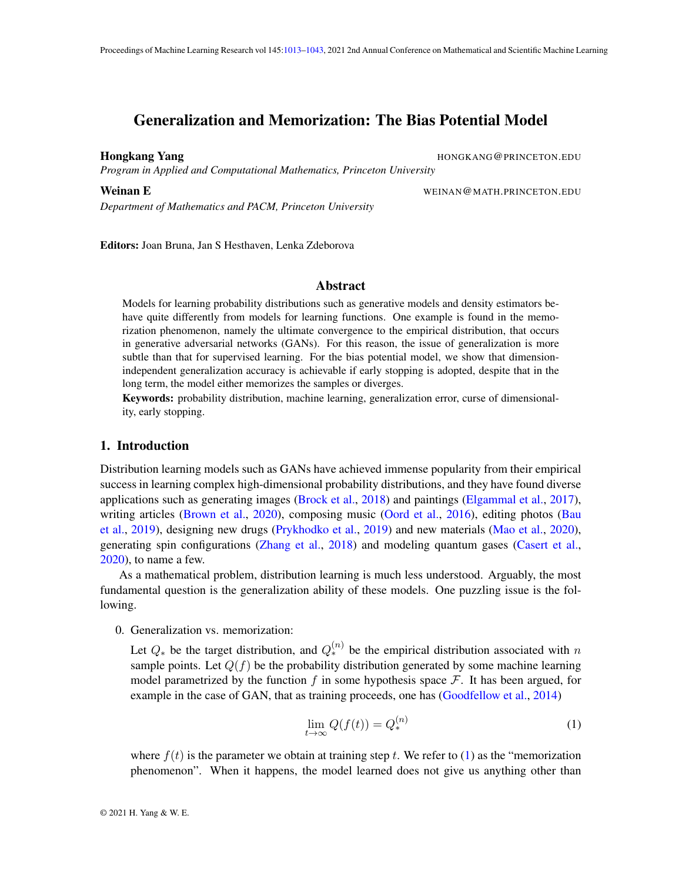# Generalization and Memorization: The Bias Potential Model

**Hongkang Yang** HONGKANG@PRINCETON.EDU
*Program in Applied and Computational Mathematics, Princeton University*

**Weinan E** WEINAN@MATH.PRINCETON.EDU
*Department of Mathematics and PACM, Princeton University*

**Editors:** Joan Bruna, Jan S Hesthaven, Lenka Zdeborova

## Abstract

Models for learning probability distributions such as generative models and density estimators behave quite differently from models for learning functions. One example is found in the memorization phenomenon, namely the ultimate convergence to the empirical distribution, that occurs in generative adversarial networks (GANs). For this reason, the issue of generalization is more subtle than that for supervised learning. For the bias potential model, we show that dimension-independent generalization accuracy is achievable if early stopping is adopted, despite that in the long term, the model either memorizes the samples or diverges.

**Keywords:** probability distribution, machine learning, generalization error, curse of dimensionality, early stopping.

## 1. Introduction

Distribution learning models such as GANs have achieved immense popularity from their empirical success in learning complex high-dimensional probability distributions, and they have found diverse applications such as generating images (Brock et al., 2018) and paintings (Elgammal et al., 2017), writing articles (Brown et al., 2020), composing music (Oord et al., 2016), editing photos (Bau et al., 2019), designing new drugs (Prykhodko et al., 2019) and new materials (Mao et al., 2020), generating spin configurations (Zhang et al., 2018) and modeling quantum gases (Casert et al., 2020), to name a few.

As a mathematical problem, distribution learning is much less understood. Arguably, the most fundamental question is the generalization ability of these models. One puzzling issue is the following.

0. Generalization vs. memorization:

   Let $Q_*$ be the target distribution, and $Q_*^{(n)}$ be the empirical distribution associated with $n$ sample points. Let $Q(f)$ be the probability distribution generated by some machine learning model parametrized by the function $f$ in some hypothesis space $\mathcal{F}$. It has been argued, for example in the case of GAN, that as training proceeds, one has (Goodfellow et al., 2014)

$$\lim_{t\to\infty} Q(f(t)) = Q_*^{(n)} \tag{1}$$

   where $f(t)$ is the parameter we obtain at training step $t$. We refer to (1) as the "memorization phenomenon". When it happens, the model learned does not give us anything other than

© 2021 H. Yang & W. E.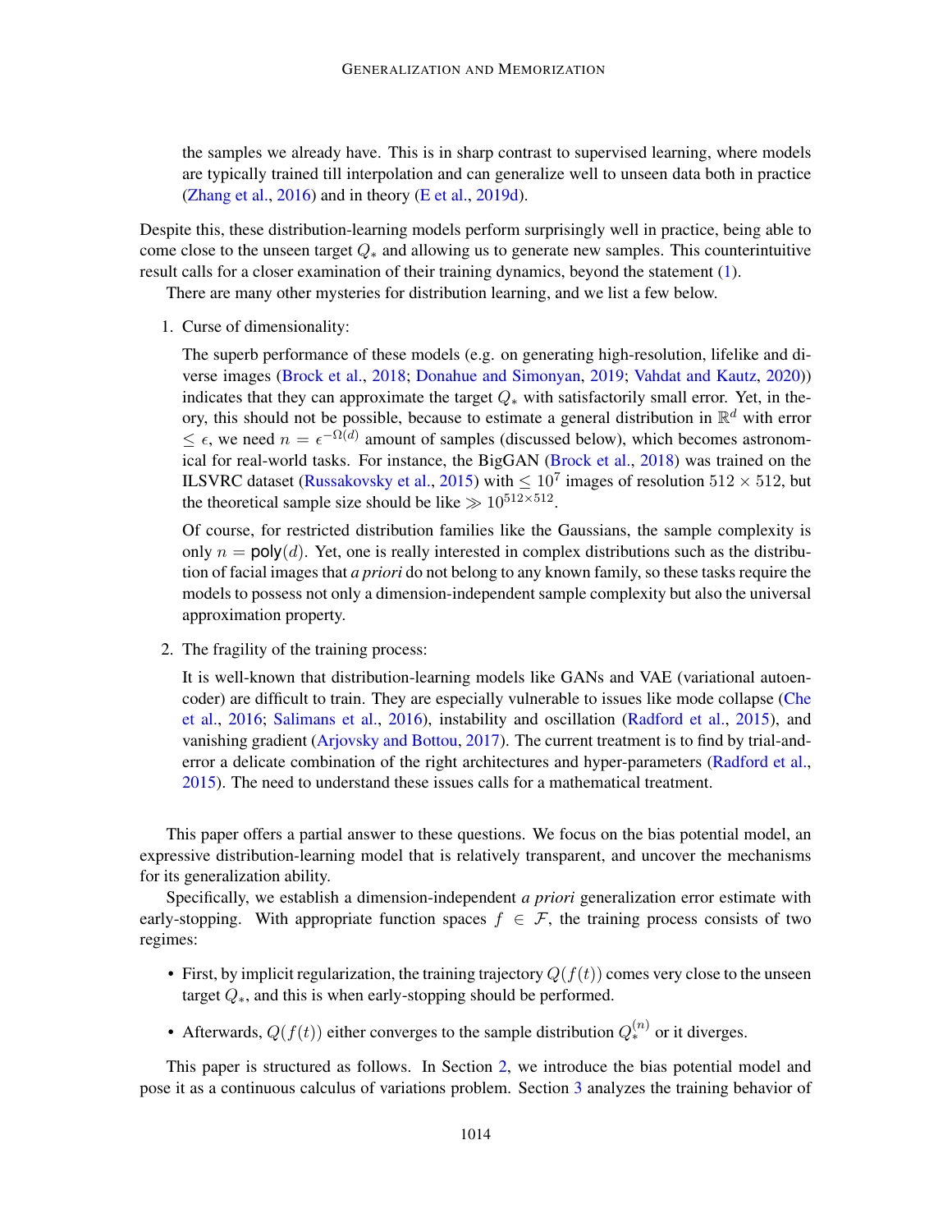the samples we already have. This is in sharp contrast to supervised learning, where models are typically trained till interpolation and can generalize well to unseen data both in practice (Zhang et al., 2016) and in theory (E et al., 2019d).

Despite this, these distribution-learning models perform surprisingly well in practice, being able to come close to the unseen target $Q_*$ and allowing us to generate new samples. This counterintuitive result calls for a closer examination of their training dynamics, beyond the statement (1).

There are many other mysteries for distribution learning, and we list a few below.

1. Curse of dimensionality:

   The superb performance of these models (e.g. on generating high-resolution, lifelike and diverse images (Brock et al., 2018; Donahue and Simonyan, 2019; Vahdat and Kautz, 2020)) indicates that they can approximate the target $Q_*$ with satisfactorily small error. Yet, in theory, this should not be possible, because to estimate a general distribution in $\mathbb{R}^d$ with error $\leq \epsilon$, we need $n = \epsilon^{-\Omega(d)}$ amount of samples (discussed below), which becomes astronomical for real-world tasks. For instance, the BigGAN (Brock et al., 2018) was trained on the ILSVRC dataset (Russakovsky et al., 2015) with $\leq 10^7$ images of resolution $512 \times 512$, but the theoretical sample size should be like $\gg 10^{512\times 512}$.

   Of course, for restricted distribution families like the Gaussians, the sample complexity is only $n = \mathsf{poly}(d)$. Yet, one is really interested in complex distributions such as the distribution of facial images that *a priori* do not belong to any known family, so these tasks require the models to possess not only a dimension-independent sample complexity but also the universal approximation property.

2. The fragility of the training process:

   It is well-known that distribution-learning models like GANs and VAE (variational autoencoder) are difficult to train. They are especially vulnerable to issues like mode collapse (Che et al., 2016; Salimans et al., 2016), instability and oscillation (Radford et al., 2015), and vanishing gradient (Arjovsky and Bottou, 2017). The current treatment is to find by trial-and-error a delicate combination of the right architectures and hyper-parameters (Radford et al., 2015). The need to understand these issues calls for a mathematical treatment.

This paper offers a partial answer to these questions. We focus on the bias potential model, an expressive distribution-learning model that is relatively transparent, and uncover the mechanisms for its generalization ability.

Specifically, we establish a dimension-independent *a priori* generalization error estimate with early-stopping. With appropriate function spaces $f \in \mathcal{F}$, the training process consists of two regimes:

- First, by implicit regularization, the training trajectory $Q(f(t))$ comes very close to the unseen target $Q_*$, and this is when early-stopping should be performed.
- Afterwards, $Q(f(t))$ either converges to the sample distribution $Q_*^{(n)}$ or it diverges.

This paper is structured as follows. In Section 2, we introduce the bias potential model and pose it as a continuous calculus of variations problem. Section 3 analyzes the training behavior of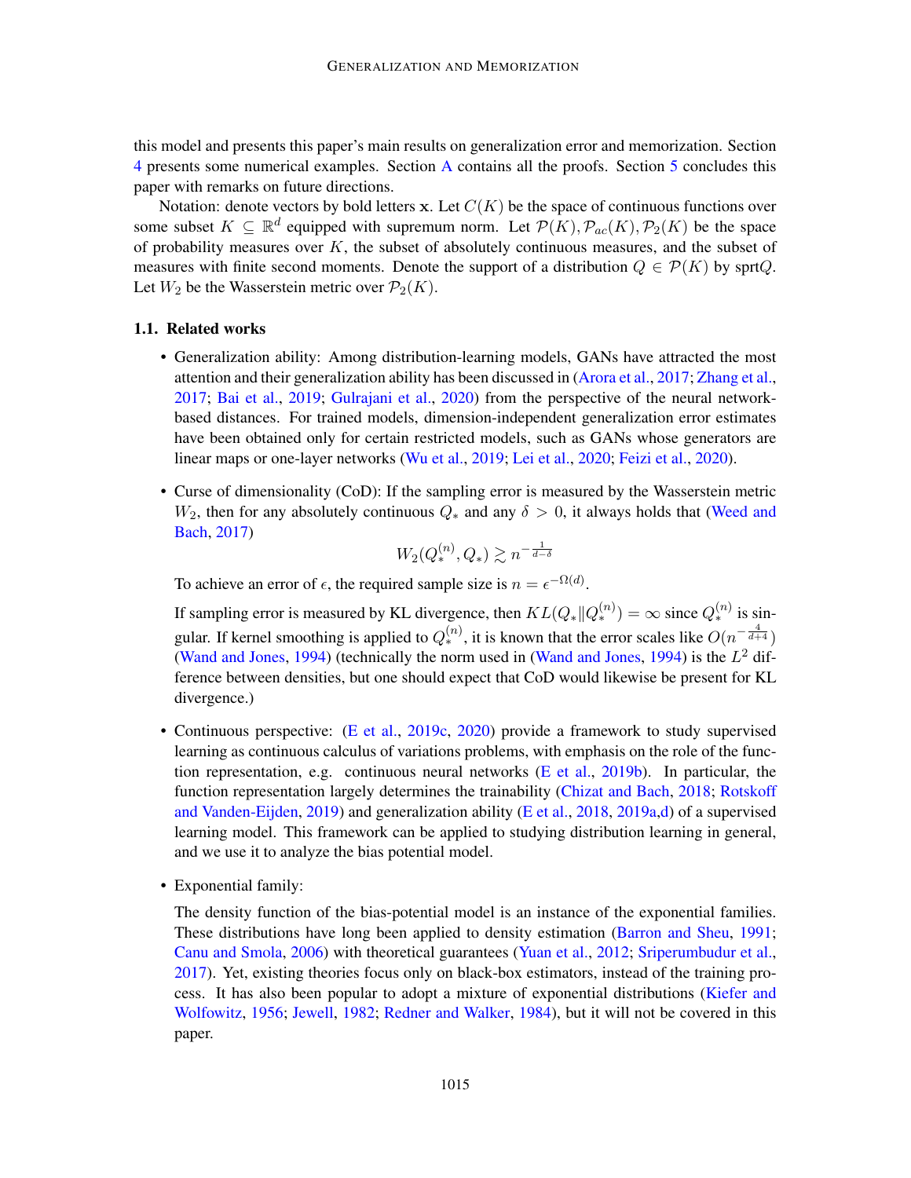this model and presents this paper's main results on generalization error and memorization. Section 4 presents some numerical examples. Section A contains all the proofs. Section 5 concludes this paper with remarks on future directions.

Notation: denote vectors by bold letters $\mathbf{x}$. Let $C(K)$ be the space of continuous functions over some subset $K \subseteq \mathbb{R}^d$ equipped with supremum norm. Let $\mathcal{P}(K), \mathcal{P}_{ac}(K), \mathcal{P}_2(K)$ be the space of probability measures over $K$, the subset of absolutely continuous measures, and the subset of measures with finite second moments. Denote the support of a distribution $Q \in \mathcal{P}(K)$ by sprt$Q$. Let $W_2$ be the Wasserstein metric over $\mathcal{P}_2(K)$.

### 1.1. Related works

- Generalization ability: Among distribution-learning models, GANs have attracted the most attention and their generalization ability has been discussed in (Arora et al., 2017; Zhang et al., 2017; Bai et al., 2019; Gulrajani et al., 2020) from the perspective of the neural network-based distances. For trained models, dimension-independent generalization error estimates have been obtained only for certain restricted models, such as GANs whose generators are linear maps or one-layer networks (Wu et al., 2019; Lei et al., 2020; Feizi et al., 2020).

- Curse of dimensionality (CoD): If the sampling error is measured by the Wasserstein metric $W_2$, then for any absolutely continuous $Q_*$ and any $\delta > 0$, it always holds that (Weed and Bach, 2017)
$$W_2(Q_*^{(n)}, Q_*) \gtrsim n^{-\frac{1}{d-\delta}}$$
To achieve an error of $\epsilon$, the required sample size is $n = \epsilon^{-\Omega(d)}$.

  If sampling error is measured by KL divergence, then $KL(Q_* \| Q_*^{(n)}) = \infty$ since $Q_*^{(n)}$ is singular. If kernel smoothing is applied to $Q_*^{(n)}$, it is known that the error scales like $O(n^{-\frac{4}{d+4}})$ (Wand and Jones, 1994) (technically the norm used in (Wand and Jones, 1994) is the $L^2$ difference between densities, but one should expect that CoD would likewise be present for KL divergence.)

- Continuous perspective: (E et al., 2019c, 2020) provide a framework to study supervised learning as continuous calculus of variations problems, with emphasis on the role of the function representation, e.g. continuous neural networks (E et al., 2019b). In particular, the function representation largely determines the trainability (Chizat and Bach, 2018; Rotskoff and Vanden-Eijden, 2019) and generalization ability (E et al., 2018, 2019a,d) of a supervised learning model. This framework can be applied to studying distribution learning in general, and we use it to analyze the bias potential model.

- Exponential family:

  The density function of the bias-potential model is an instance of the exponential families. These distributions have long been applied to density estimation (Barron and Sheu, 1991; Canu and Smola, 2006) with theoretical guarantees (Yuan et al., 2012; Sriperumbudur et al., 2017). Yet, existing theories focus only on black-box estimators, instead of the training process. It has also been popular to adopt a mixture of exponential distributions (Kiefer and Wolfowitz, 1956; Jewell, 1982; Redner and Walker, 1984), but it will not be covered in this paper.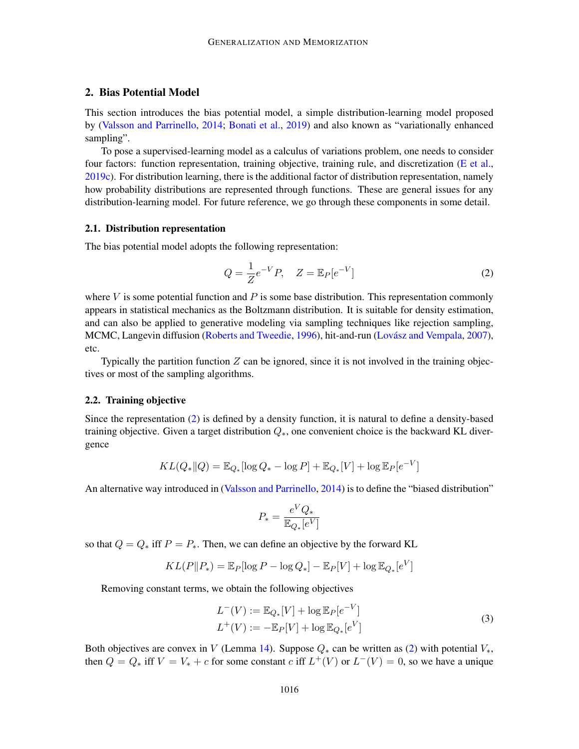## 2. Bias Potential Model

This section introduces the bias potential model, a simple distribution-learning model proposed by (Valsson and Parrinello, 2014; Bonati et al., 2019) and also known as "variationally enhanced sampling".

To pose a supervised-learning model as a calculus of variations problem, one needs to consider four factors: function representation, training objective, training rule, and discretization (E et al., 2019c). For distribution learning, there is the additional factor of distribution representation, namely how probability distributions are represented through functions. These are general issues for any distribution-learning model. For future reference, we go through these components in some detail.

### 2.1. Distribution representation

The bias potential model adopts the following representation:

$$Q = \frac{1}{Z} e^{-V} P, \quad Z = \mathbb{E}_P[e^{-V}] \tag{2}$$

where $V$ is some potential function and $P$ is some base distribution. This representation commonly appears in statistical mechanics as the Boltzmann distribution. It is suitable for density estimation, and can also be applied to generative modeling via sampling techniques like rejection sampling, MCMC, Langevin diffusion (Roberts and Tweedie, 1996), hit-and-run (Lovász and Vempala, 2007), etc.

Typically the partition function $Z$ can be ignored, since it is not involved in the training objectives or most of the sampling algorithms.

### 2.2. Training objective

Since the representation (2) is defined by a density function, it is natural to define a density-based training objective. Given a target distribution $Q_*$, one convenient choice is the backward KL divergence

$$KL(Q_*\|Q) = \mathbb{E}_{Q_*}[\log Q_* - \log P] + \mathbb{E}_{Q_*}[V] + \log \mathbb{E}_P[e^{-V}]$$

An alternative way introduced in (Valsson and Parrinello, 2014) is to define the "biased distribution"

$$P_* = \frac{e^V Q_*}{\mathbb{E}_{Q_*}[e^V]}$$

so that $Q = Q_*$ iff $P = P_*$. Then, we can define an objective by the forward KL

$$KL(P\|P_*) = \mathbb{E}_P[\log P - \log Q_*] - \mathbb{E}_P[V] + \log \mathbb{E}_{Q_*}[e^V]$$

Removing constant terms, we obtain the following objectives

$$\begin{aligned} L^-(V) &:= \mathbb{E}_{Q_*}[V] + \log \mathbb{E}_P[e^{-V}] \\ L^+(V) &:= -\mathbb{E}_P[V] + \log \mathbb{E}_{Q_*}[e^V] \end{aligned} \tag{3}$$

Both objectives are convex in $V$ (Lemma 14). Suppose $Q_*$ can be written as (2) with potential $V_*$, then $Q = Q_*$ iff $V = V_* + c$ for some constant $c$ iff $L^+(V)$ or $L^-(V) = 0$, so we have a unique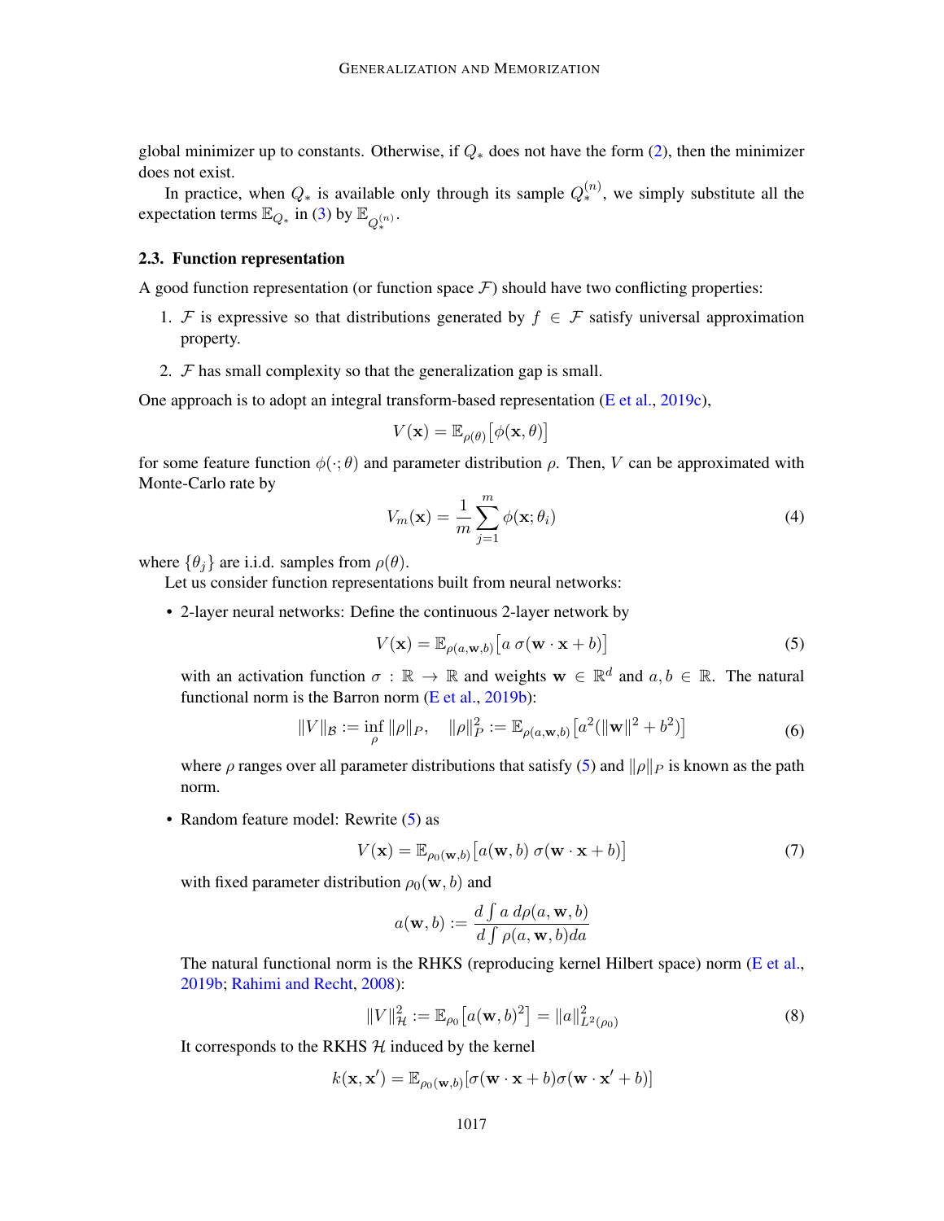global minimizer up to constants. Otherwise, if $Q_*$ does not have the form (2), then the minimizer does not exist.

In practice, when $Q_*$ is available only through its sample $Q_*^{(n)}$, we simply substitute all the expectation terms $\mathbb{E}_{Q_*}$ in (3) by $\mathbb{E}_{Q_*^{(n)}}$.

### 2.3. Function representation

A good function representation (or function space $\mathcal{F}$) should have two conflicting properties:

1. $\mathcal{F}$ is expressive so that distributions generated by $f \in \mathcal{F}$ satisfy universal approximation property.
2. $\mathcal{F}$ has small complexity so that the generalization gap is small.

One approach is to adopt an integral transform-based representation (E et al., 2019c),

$$V(\mathbf{x}) = \mathbb{E}_{\rho(\theta)}\big[\phi(\mathbf{x}, \theta)\big]$$

for some feature function $\phi(\cdot; \theta)$ and parameter distribution $\rho$. Then, $V$ can be approximated with Monte-Carlo rate by

$$V_m(\mathbf{x}) = \frac{1}{m}\sum_{j=1}^{m} \phi(\mathbf{x}; \theta_i) \tag{4}$$

where $\{\theta_j\}$ are i.i.d. samples from $\rho(\theta)$.

Let us consider function representations built from neural networks:

- 2-layer neural networks: Define the continuous 2-layer network by

  $$V(\mathbf{x}) = \mathbb{E}_{\rho(a,\mathbf{w},b)}\big[a\ \sigma(\mathbf{w} \cdot \mathbf{x} + b)\big] \tag{5}$$

  with an activation function $\sigma : \mathbb{R} \to \mathbb{R}$ and weights $\mathbf{w} \in \mathbb{R}^d$ and $a, b \in \mathbb{R}$. The natural functional norm is the Barron norm (E et al., 2019b):

  $$\|V\|_{\mathcal{B}} := \inf_{\rho} \|\rho\|_P, \quad \|\rho\|_P^2 := \mathbb{E}_{\rho(a,\mathbf{w},b)}\big[a^2(\|\mathbf{w}\|^2 + b^2)\big] \tag{6}$$

  where $\rho$ ranges over all parameter distributions that satisfy (5) and $\|\rho\|_P$ is known as the path norm.

- Random feature model: Rewrite (5) as

  $$V(\mathbf{x}) = \mathbb{E}_{\rho_0(\mathbf{w},b)}\big[a(\mathbf{w}, b)\ \sigma(\mathbf{w} \cdot \mathbf{x} + b)\big] \tag{7}$$

  with fixed parameter distribution $\rho_0(\mathbf{w}, b)$ and

  $$a(\mathbf{w}, b) := \frac{d \int a\ d\rho(a, \mathbf{w}, b)}{d \int \rho(a, \mathbf{w}, b) da}$$

  The natural functional norm is the RHKS (reproducing kernel Hilbert space) norm (E et al., 2019b; Rahimi and Recht, 2008):

  $$\|V\|_{\mathcal{H}}^2 := \mathbb{E}_{\rho_0}\big[a(\mathbf{w}, b)^2\big] = \|a\|_{L^2(\rho_0)}^2 \tag{8}$$

  It corresponds to the RKHS $\mathcal{H}$ induced by the kernel

  $$k(\mathbf{x}, \mathbf{x}') = \mathbb{E}_{\rho_0(\mathbf{w},b)}[\sigma(\mathbf{w} \cdot \mathbf{x} + b)\sigma(\mathbf{w} \cdot \mathbf{x}' + b)]$$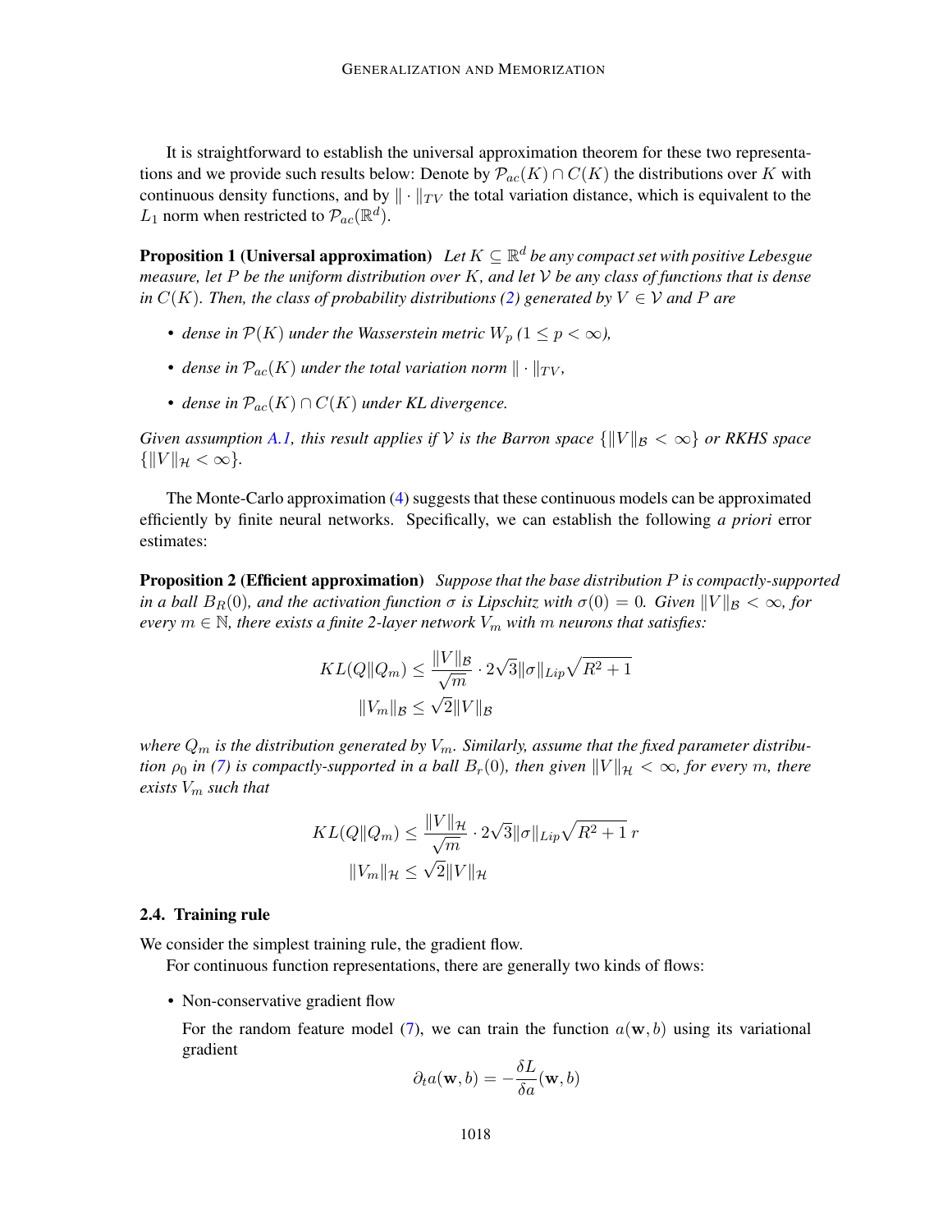It is straightforward to establish the universal approximation theorem for these two representations and we provide such results below: Denote by $\mathcal{P}_{ac}(K) \cap C(K)$ the distributions over $K$ with continuous density functions, and by $\|\cdot\|_{TV}$ the total variation distance, which is equivalent to the $L_1$ norm when restricted to $\mathcal{P}_{ac}(\mathbb{R}^d)$.

**Proposition 1 (Universal approximation)** *Let $K \subseteq \mathbb{R}^d$ be any compact set with positive Lebesgue measure, let $P$ be the uniform distribution over $K$, and let $\mathcal{V}$ be any class of functions that is dense in $C(K)$. Then, the class of probability distributions (2) generated by $V \in \mathcal{V}$ and $P$ are*

- *dense in $\mathcal{P}(K)$ under the Wasserstein metric $W_p$ ($1 \leq p < \infty$),*
- *dense in $\mathcal{P}_{ac}(K)$ under the total variation norm $\|\cdot\|_{TV}$,*
- *dense in $\mathcal{P}_{ac}(K) \cap C(K)$ under KL divergence.*

*Given assumption A.1, this result applies if $\mathcal{V}$ is the Barron space $\{\|V\|_{\mathcal{B}} < \infty\}$ or RKHS space $\{\|V\|_{\mathcal{H}} < \infty\}$.*

The Monte-Carlo approximation (4) suggests that these continuous models can be approximated efficiently by finite neural networks. Specifically, we can establish the following *a priori* error estimates:

**Proposition 2 (Efficient approximation)** *Suppose that the base distribution $P$ is compactly-supported in a ball $B_R(0)$, and the activation function $\sigma$ is Lipschitz with $\sigma(0) = 0$. Given $\|V\|_{\mathcal{B}} < \infty$, for every $m \in \mathbb{N}$, there exists a finite 2-layer network $V_m$ with $m$ neurons that satisfies:*

$$KL(Q\|Q_m) \leq \frac{\|V\|_{\mathcal{B}}}{\sqrt{m}} \cdot 2\sqrt{3}\|\sigma\|_{Lip}\sqrt{R^2+1}$$
$$\|V_m\|_{\mathcal{B}} \leq \sqrt{2}\|V\|_{\mathcal{B}}$$

*where $Q_m$ is the distribution generated by $V_m$. Similarly, assume that the fixed parameter distribution $\rho_0$ in (7) is compactly-supported in a ball $B_r(0)$, then given $\|V\|_{\mathcal{H}} < \infty$, for every $m$, there exists $V_m$ such that*

$$KL(Q\|Q_m) \leq \frac{\|V\|_{\mathcal{H}}}{\sqrt{m}} \cdot 2\sqrt{3}\|\sigma\|_{Lip}\sqrt{R^2+1}\, r$$
$$\|V_m\|_{\mathcal{H}} \leq \sqrt{2}\|V\|_{\mathcal{H}}$$

### 2.4. Training rule

We consider the simplest training rule, the gradient flow.

For continuous function representations, there are generally two kinds of flows:

- Non-conservative gradient flow

  For the random feature model (7), we can train the function $a(\mathbf{w}, b)$ using its variational gradient

$$\partial_t a(\mathbf{w}, b) = -\frac{\delta L}{\delta a}(\mathbf{w}, b)$$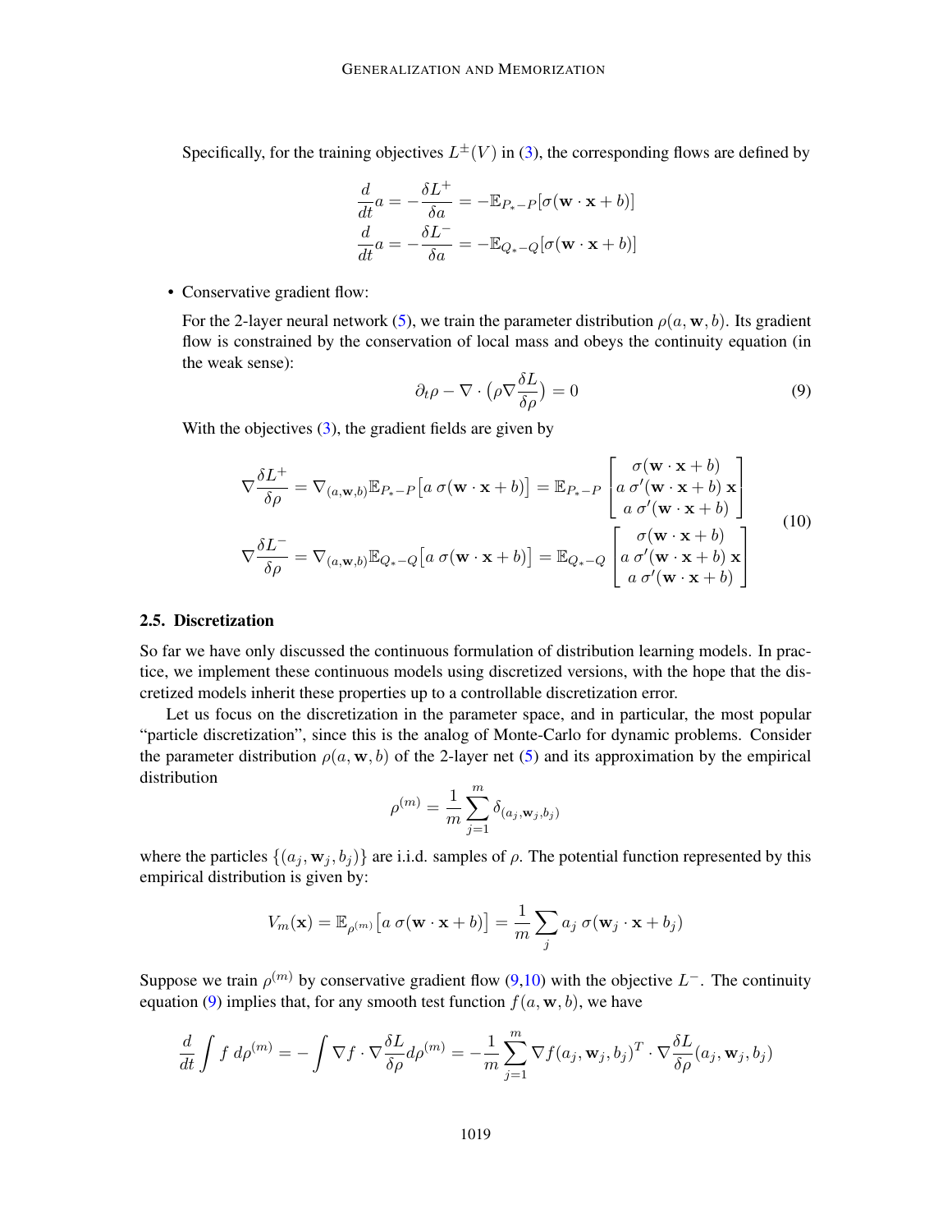Specifically, for the training objectives $L^{\pm}(V)$ in (3), the corresponding flows are defined by

$$
\begin{aligned}
\frac{d}{dt}a &= -\frac{\delta L^+}{\delta a} = -\mathbb{E}_{P_*-P}[\sigma(\mathbf{w}\cdot\mathbf{x}+b)] \\
\frac{d}{dt}a &= -\frac{\delta L^-}{\delta a} = -\mathbb{E}_{Q_*-Q}[\sigma(\mathbf{w}\cdot\mathbf{x}+b)]
\end{aligned}
$$

- Conservative gradient flow:

  For the 2-layer neural network (5), we train the parameter distribution $\rho(a, \mathbf{w}, b)$. Its gradient flow is constrained by the conservation of local mass and obeys the continuity equation (in the weak sense):

$$
\partial_t \rho - \nabla\cdot\big(\rho\nabla\frac{\delta L}{\delta\rho}\big) = 0 \tag{9}
$$

  With the objectives (3), the gradient fields are given by

$$
\begin{aligned}
\nabla\frac{\delta L^+}{\delta\rho} &= \nabla_{(a,\mathbf{w},b)}\mathbb{E}_{P_*-P}\big[a\;\sigma(\mathbf{w}\cdot\mathbf{x}+b)\big] = \mathbb{E}_{P_*-P}\begin{bmatrix}\sigma(\mathbf{w}\cdot\mathbf{x}+b)\\ a\;\sigma'(\mathbf{w}\cdot\mathbf{x}+b)\,\mathbf{x}\\ a\;\sigma'(\mathbf{w}\cdot\mathbf{x}+b)\end{bmatrix}\\
\nabla\frac{\delta L^-}{\delta\rho} &= \nabla_{(a,\mathbf{w},b)}\mathbb{E}_{Q_*-Q}\big[a\;\sigma(\mathbf{w}\cdot\mathbf{x}+b)\big] = \mathbb{E}_{Q_*-Q}\begin{bmatrix}\sigma(\mathbf{w}\cdot\mathbf{x}+b)\\ a\;\sigma'(\mathbf{w}\cdot\mathbf{x}+b)\,\mathbf{x}\\ a\;\sigma'(\mathbf{w}\cdot\mathbf{x}+b)\end{bmatrix}
\end{aligned} \tag{10}
$$

### 2.5. Discretization

So far we have only discussed the continuous formulation of distribution learning models. In practice, we implement these continuous models using discretized versions, with the hope that the discretized models inherit these properties up to a controllable discretization error.

Let us focus on the discretization in the parameter space, and in particular, the most popular "particle discretization", since this is the analog of Monte-Carlo for dynamic problems. Consider the parameter distribution $\rho(a, \mathbf{w}, b)$ of the 2-layer net (5) and its approximation by the empirical distribution

$$
\rho^{(m)} = \frac{1}{m}\sum_{j=1}^{m}\delta_{(a_j,\mathbf{w}_j,b_j)}
$$

where the particles $\{(a_j, \mathbf{w}_j, b_j)\}$ are i.i.d. samples of $\rho$. The potential function represented by this empirical distribution is given by:

$$
V_m(\mathbf{x}) = \mathbb{E}_{\rho^{(m)}}\big[a\;\sigma(\mathbf{w}\cdot\mathbf{x}+b)\big] = \frac{1}{m}\sum_j a_j\;\sigma(\mathbf{w}_j\cdot\mathbf{x}+b_j)
$$

Suppose we train $\rho^{(m)}$ by conservative gradient flow (9,10) with the objective $L^-$. The continuity equation (9) implies that, for any smooth test function $f(a, \mathbf{w}, b)$, we have

$$
\frac{d}{dt}\int f\;d\rho^{(m)} = -\int\nabla f\cdot\nabla\frac{\delta L}{\delta\rho}d\rho^{(m)} = -\frac{1}{m}\sum_{j=1}^{m}\nabla f(a_j,\mathbf{w}_j,b_j)^T\cdot\nabla\frac{\delta L}{\delta\rho}(a_j,\mathbf{w}_j,b_j)
$$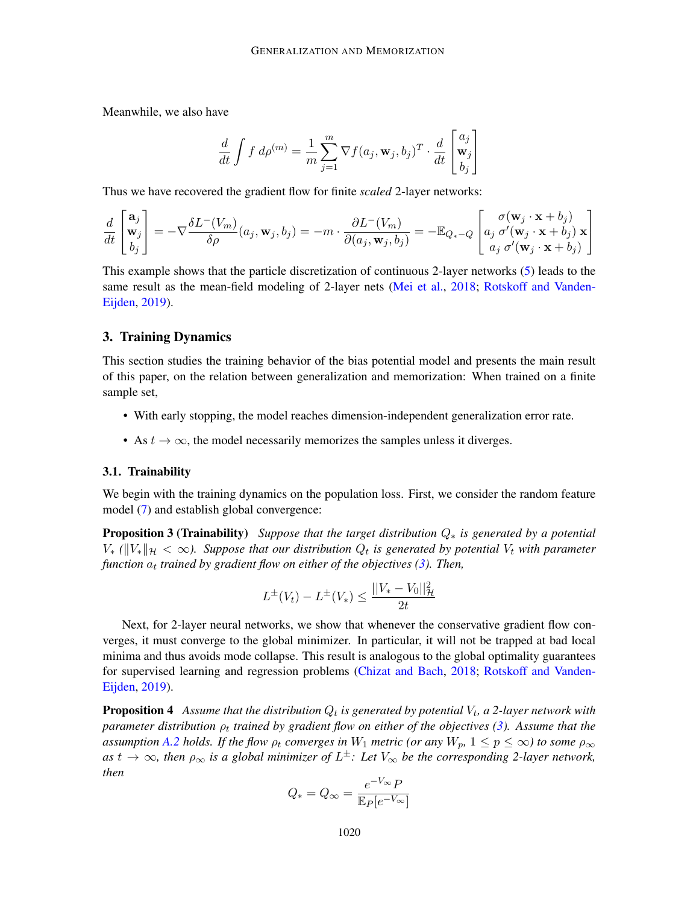Meanwhile, we also have

$$\frac{d}{dt}\int f\, d\rho^{(m)} = \frac{1}{m}\sum_{j=1}^{m} \nabla f(a_j, \mathbf{w}_j, b_j)^T \cdot \frac{d}{dt}\begin{bmatrix} a_j \\ \mathbf{w}_j \\ b_j \end{bmatrix}$$

Thus we have recovered the gradient flow for finite *scaled* 2-layer networks:

$$\frac{d}{dt}\begin{bmatrix} \mathbf{a}_j \\ \mathbf{w}_j \\ b_j \end{bmatrix} = -\nabla \frac{\delta L^-(V_m)}{\delta \rho}(a_j, \mathbf{w}_j, b_j) = -m \cdot \frac{\partial L^-(V_m)}{\partial(a_j, \mathbf{w}_j, b_j)} = -\mathbb{E}_{Q_*-Q}\begin{bmatrix} \sigma(\mathbf{w}_j \cdot \mathbf{x} + b_j) \\ a_j\, \sigma'(\mathbf{w}_j \cdot \mathbf{x} + b_j)\, \mathbf{x} \\ a_j\, \sigma'(\mathbf{w}_j \cdot \mathbf{x} + b_j) \end{bmatrix}$$

This example shows that the particle discretization of continuous 2-layer networks (5) leads to the same result as the mean-field modeling of 2-layer nets (Mei et al., 2018; Rotskoff and Vanden-Eijden, 2019).

## 3. Training Dynamics

This section studies the training behavior of the bias potential model and presents the main result of this paper, on the relation between generalization and memorization: When trained on a finite sample set,

- With early stopping, the model reaches dimension-independent generalization error rate.
- As $t \to \infty$, the model necessarily memorizes the samples unless it diverges.

### 3.1. Trainability

We begin with the training dynamics on the population loss. First, we consider the random feature model (7) and establish global convergence:

**Proposition 3 (Trainability)** *Suppose that the target distribution $Q_*$ is generated by a potential $V_*$ ($\|V_*\|_{\mathcal{H}} < \infty$). Suppose that our distribution $Q_t$ is generated by potential $V_t$ with parameter function $a_t$ trained by gradient flow on either of the objectives (3). Then,*

$$L^{\pm}(V_t) - L^{\pm}(V_*) \leq \frac{||V_* - V_0||_{\mathcal{H}}^2}{2t}$$

Next, for 2-layer neural networks, we show that whenever the conservative gradient flow converges, it must converge to the global minimizer. In particular, it will not be trapped at bad local minima and thus avoids mode collapse. This result is analogous to the global optimality guarantees for supervised learning and regression problems (Chizat and Bach, 2018; Rotskoff and Vanden-Eijden, 2019).

**Proposition 4** *Assume that the distribution $Q_t$ is generated by potential $V_t$, a 2-layer network with parameter distribution $\rho_t$ trained by gradient flow on either of the objectives (3). Assume that the assumption A.2 holds. If the flow $\rho_t$ converges in $W_1$ metric (or any $W_p$, $1 \leq p \leq \infty$) to some $\rho_\infty$ as $t \to \infty$, then $\rho_\infty$ is a global minimizer of $L^{\pm}$: Let $V_\infty$ be the corresponding 2-layer network, then*

$$Q_* = Q_\infty = \frac{e^{-V_\infty} P}{\mathbb{E}_P[e^{-V_\infty}]}$$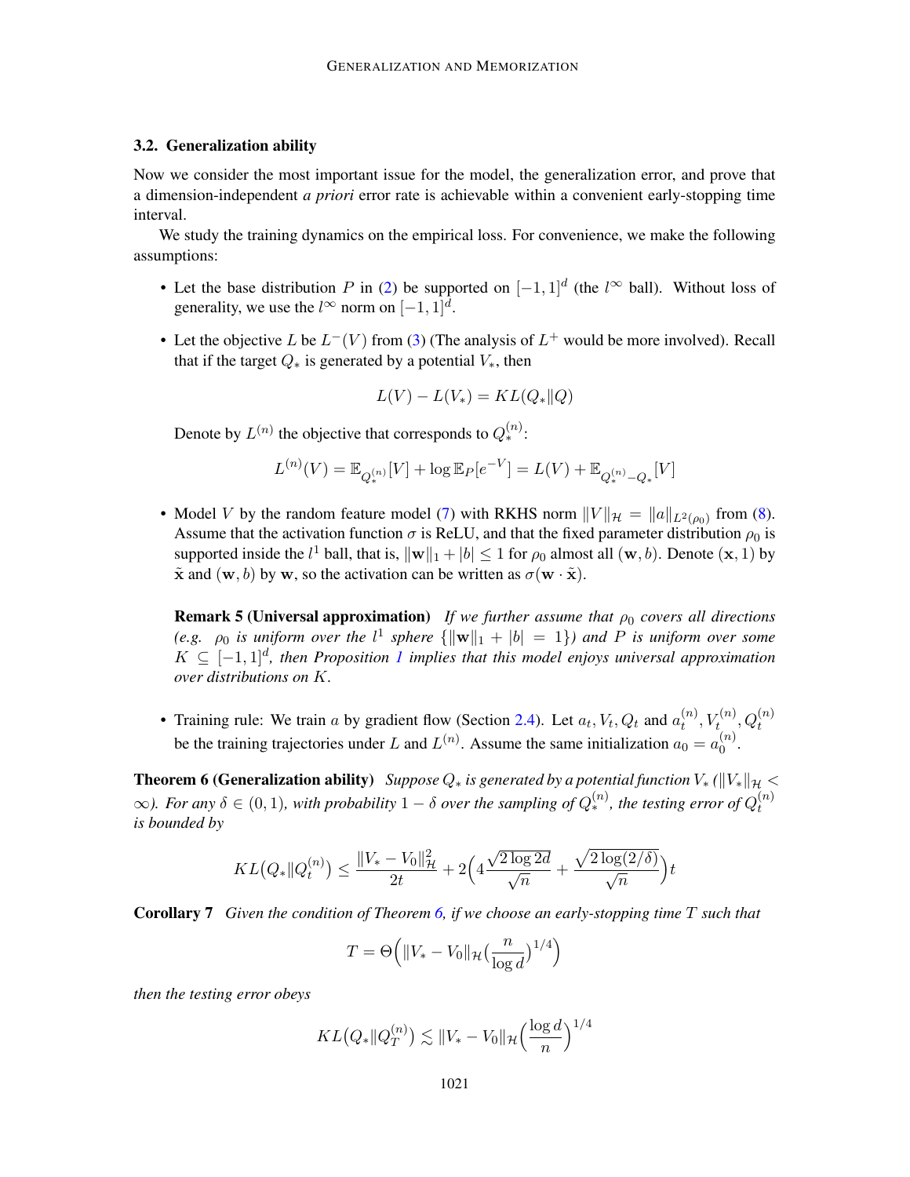### 3.2. Generalization ability

Now we consider the most important issue for the model, the generalization error, and prove that a dimension-independent *a priori* error rate is achievable within a convenient early-stopping time interval.

We study the training dynamics on the empirical loss. For convenience, we make the following assumptions:

- Let the base distribution $P$ in (2) be supported on $[-1, 1]^d$ (the $l^\infty$ ball). Without loss of generality, we use the $l^\infty$ norm on $[-1, 1]^d$.
- Let the objective $L$ be $L^-(V)$ from (3) (The analysis of $L^+$ would be more involved). Recall that if the target $Q_*$ is generated by a potential $V_*$, then

$$L(V) - L(V_*) = KL(Q_* \| Q)$$

  Denote by $L^{(n)}$ the objective that corresponds to $Q_*^{(n)}$:

$$L^{(n)}(V) = \mathbb{E}_{Q_*^{(n)}}[V] + \log \mathbb{E}_P[e^{-V}] = L(V) + \mathbb{E}_{Q_*^{(n)} - Q_*}[V]$$

- Model $V$ by the random feature model (7) with RKHS norm $\|V\|_{\mathcal{H}} = \|a\|_{L^2(\rho_0)}$ from (8). Assume that the activation function $\sigma$ is ReLU, and that the fixed parameter distribution $\rho_0$ is supported inside the $l^1$ ball, that is, $\|\mathbf{w}\|_1 + |b| \leq 1$ for $\rho_0$ almost all $(\mathbf{w}, b)$. Denote $(\mathbf{x}, 1)$ by $\tilde{\mathbf{x}}$ and $(\mathbf{w}, b)$ by $\mathbf{w}$, so the activation can be written as $\sigma(\mathbf{w} \cdot \tilde{\mathbf{x}})$.

  **Remark 5 (Universal approximation)** *If we further assume that $\rho_0$ covers all directions (e.g. $\rho_0$ is uniform over the $l^1$ sphere $\{\|\mathbf{w}\|_1 + |b| = 1\}$) and $P$ is uniform over some $K \subseteq [-1, 1]^d$, then Proposition 1 implies that this model enjoys universal approximation over distributions on $K$.*

- Training rule: We train $a$ by gradient flow (Section 2.4). Let $a_t, V_t, Q_t$ and $a_t^{(n)}, V_t^{(n)}, Q_t^{(n)}$ be the training trajectories under $L$ and $L^{(n)}$. Assume the same initialization $a_0 = a_0^{(n)}$.

**Theorem 6 (Generalization ability)** *Suppose $Q_*$ is generated by a potential function $V_*$ ($\|V_*\|_{\mathcal{H}} < \infty$). For any $\delta \in (0, 1)$, with probability $1 - \delta$ over the sampling of $Q_*^{(n)}$, the testing error of $Q_t^{(n)}$ is bounded by*

$$KL\big(Q_* \| Q_t^{(n)}\big) \leq \frac{\|V_* - V_0\|_{\mathcal{H}}^2}{2t} + 2\Big(4\frac{\sqrt{2\log 2d}}{\sqrt{n}} + \frac{\sqrt{2\log(2/\delta)}}{\sqrt{n}}\Big)t$$

**Corollary 7** *Given the condition of Theorem 6, if we choose an early-stopping time $T$ such that*

$$T = \Theta\Big(\|V_* - V_0\|_{\mathcal{H}}\big(\frac{n}{\log d}\big)^{1/4}\Big)$$

*then the testing error obeys*

$$KL\big(Q_* \| Q_T^{(n)}\big) \lesssim \|V_* - V_0\|_{\mathcal{H}}\Big(\frac{\log d}{n}\Big)^{1/4}$$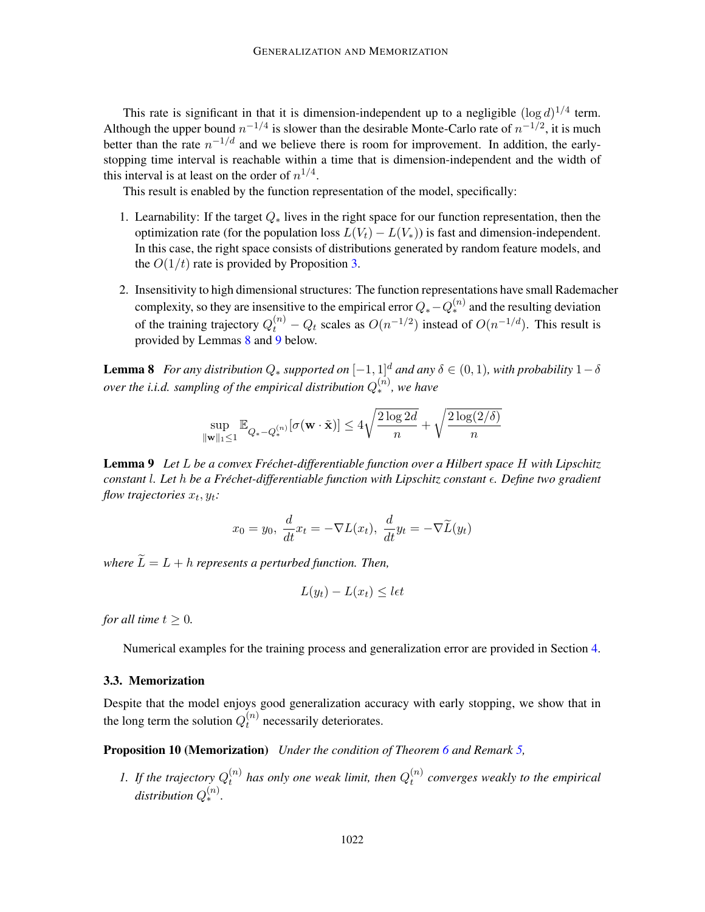This rate is significant in that it is dimension-independent up to a negligible $(\log d)^{1/4}$ term. Although the upper bound $n^{-1/4}$ is slower than the desirable Monte-Carlo rate of $n^{-1/2}$, it is much better than the rate $n^{-1/d}$ and we believe there is room for improvement. In addition, the early-stopping time interval is reachable within a time that is dimension-independent and the width of this interval is at least on the order of $n^{1/4}$.

This result is enabled by the function representation of the model, specifically:

1. Learnability: If the target $Q_*$ lives in the right space for our function representation, then the optimization rate (for the population loss $L(V_t) - L(V_*)$) is fast and dimension-independent. In this case, the right space consists of distributions generated by random feature models, and the $O(1/t)$ rate is provided by Proposition 3.
2. Insensitivity to high dimensional structures: The function representations have small Rademacher complexity, so they are insensitive to the empirical error $Q_* - Q_*^{(n)}$ and the resulting deviation of the training trajectory $Q_t^{(n)} - Q_t$ scales as $O(n^{-1/2})$ instead of $O(n^{-1/d})$. This result is provided by Lemmas 8 and 9 below.

**Lemma 8** *For any distribution $Q_*$ supported on $[-1,1]^d$ and any $\delta \in (0,1)$, with probability $1-\delta$ over the i.i.d. sampling of the empirical distribution $Q_*^{(n)}$, we have*

$$\sup_{\|\mathbf{w}\|_1 \leq 1} \mathbb{E}_{Q_* - Q_*^{(n)}}[\sigma(\mathbf{w} \cdot \tilde{\mathbf{x}})] \leq 4\sqrt{\frac{2\log 2d}{n}} + \sqrt{\frac{2\log(2/\delta)}{n}}$$

**Lemma 9** *Let $L$ be a convex Fréchet-differentiable function over a Hilbert space $H$ with Lipschitz constant $l$. Let $h$ be a Fréchet-differentiable function with Lipschitz constant $\epsilon$. Define two gradient flow trajectories $x_t, y_t$:*

$$x_0 = y_0, \; \frac{d}{dt}x_t = -\nabla L(x_t), \; \frac{d}{dt}y_t = -\nabla \widetilde{L}(y_t)$$

*where $\widetilde{L} = L + h$ represents a perturbed function. Then,*

$$L(y_t) - L(x_t) \leq l\epsilon t$$

*for all time $t \geq 0$.*

Numerical examples for the training process and generalization error are provided in Section 4.

### 3.3. Memorization

Despite that the model enjoys good generalization accuracy with early stopping, we show that in the long term the solution $Q_t^{(n)}$ necessarily deteriorates.

**Proposition 10 (Memorization)** *Under the condition of Theorem 6 and Remark 5,*

1. *If the trajectory $Q_t^{(n)}$ has only one weak limit, then $Q_t^{(n)}$ converges weakly to the empirical distribution $Q_*^{(n)}$.*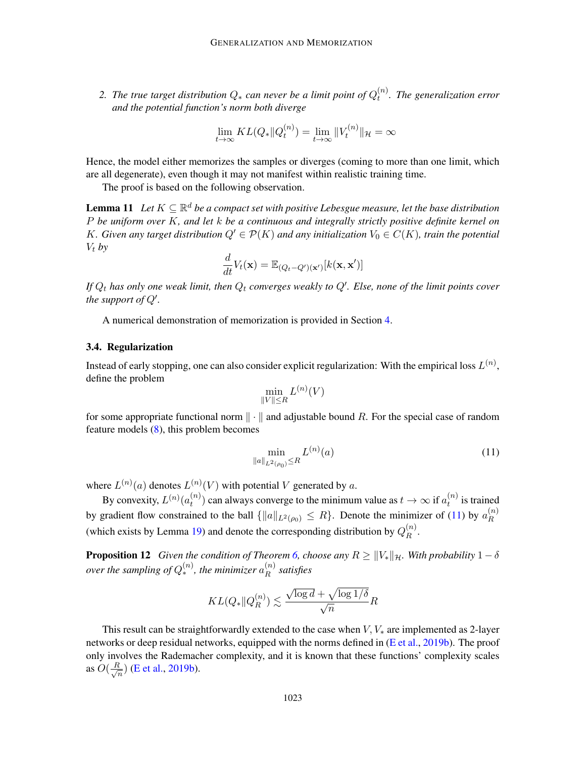2. *The true target distribution $Q_*$ can never be a limit point of $Q_t^{(n)}$. The generalization error and the potential function's norm both diverge*

$$\lim_{t\to\infty} KL(Q_*\|Q_t^{(n)}) = \lim_{t\to\infty} \|V_t^{(n)}\|_{\mathcal{H}} = \infty$$

Hence, the model either memorizes the samples or diverges (coming to more than one limit, which are all degenerate), even though it may not manifest within realistic training time.

The proof is based on the following observation.

**Lemma 11** *Let $K \subseteq \mathbb{R}^d$ be a compact set with positive Lebesgue measure, let the base distribution $P$ be uniform over $K$, and let $k$ be a continuous and integrally strictly positive definite kernel on $K$. Given any target distribution $Q' \in \mathcal{P}(K)$ and any initialization $V_0 \in C(K)$, train the potential $V_t$ by*

$$\frac{d}{dt}V_t(\mathbf{x}) = \mathbb{E}_{(Q_t - Q')(\mathbf{x}')}[k(\mathbf{x}, \mathbf{x}')]$$

*If $Q_t$ has only one weak limit, then $Q_t$ converges weakly to $Q'$. Else, none of the limit points cover the support of $Q'$.*

A numerical demonstration of memorization is provided in Section 4.

### 3.4. Regularization

Instead of early stopping, one can also consider explicit regularization: With the empirical loss $L^{(n)}$, define the problem

$$\min_{\|V\| \leq R} L^{(n)}(V)$$

for some appropriate functional norm $\|\cdot\|$ and adjustable bound $R$. For the special case of random feature models (8), this problem becomes

$$\min_{\|a\|_{L^2(\rho_0)} \leq R} L^{(n)}(a) \tag{11}$$

where $L^{(n)}(a)$ denotes $L^{(n)}(V)$ with potential $V$ generated by $a$.

By convexity, $L^{(n)}(a_t^{(n)})$ can always converge to the minimum value as $t \to \infty$ if $a_t^{(n)}$ is trained by gradient flow constrained to the ball $\{\|a\|_{L^2(\rho_0)} \leq R\}$. Denote the minimizer of (11) by $a_R^{(n)}$ (which exists by Lemma 19) and denote the corresponding distribution by $Q_R^{(n)}$.

**Proposition 12** *Given the condition of Theorem 6, choose any $R \geq \|V_*\|_{\mathcal{H}}$. With probability $1-\delta$ over the sampling of $Q_*^{(n)}$, the minimizer $a_R^{(n)}$ satisfies*

$$KL(Q_*\|Q_R^{(n)}) \lesssim \frac{\sqrt{\log d} + \sqrt{\log 1/\delta}}{\sqrt{n}} R$$

This result can be straightforwardly extended to the case when $V, V_*$ are implemented as 2-layer networks or deep residual networks, equipped with the norms defined in (E et al., 2019b). The proof only involves the Rademacher complexity, and it is known that these functions' complexity scales as $O(\frac{R}{\sqrt{n}})$ (E et al., 2019b).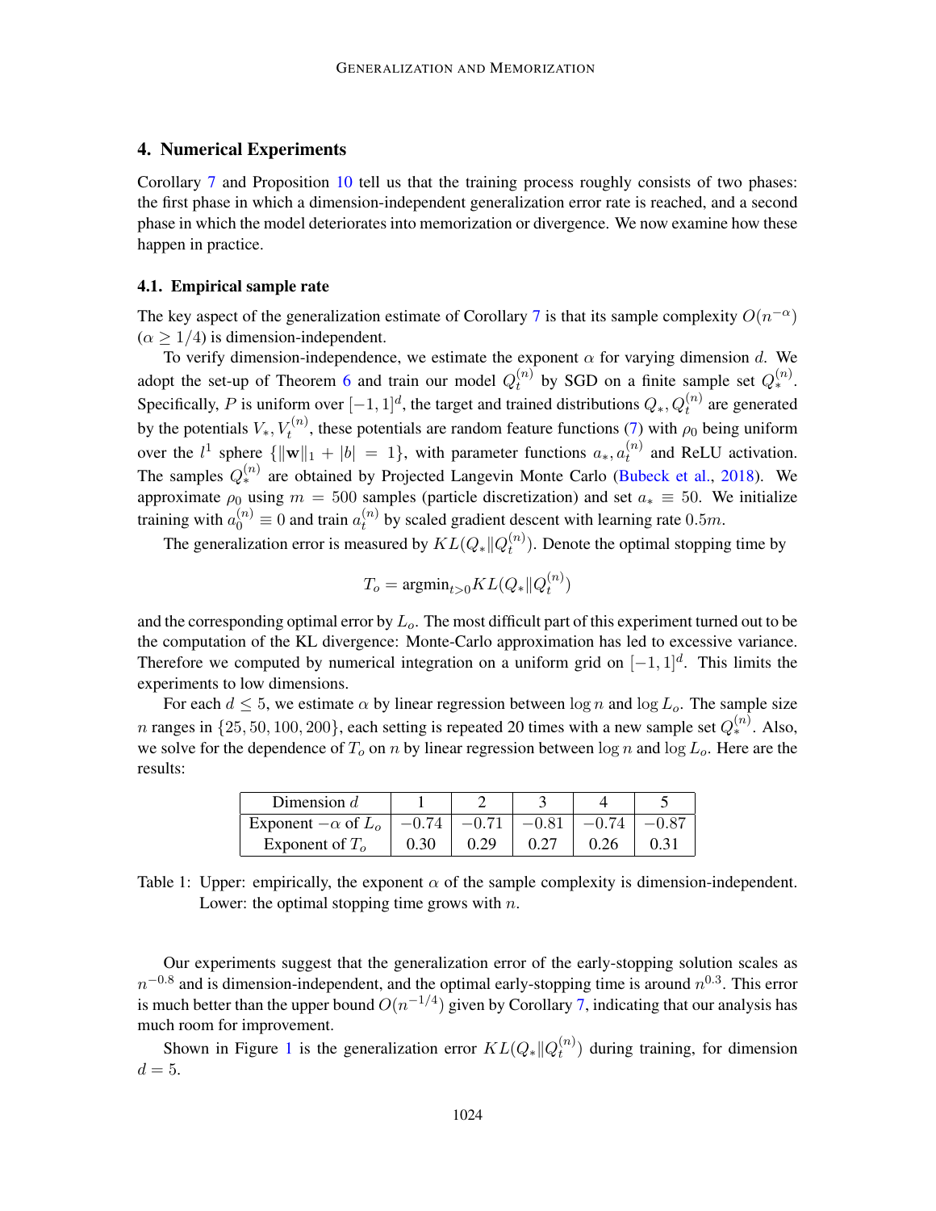## 4. Numerical Experiments

Corollary 7 and Proposition 10 tell us that the training process roughly consists of two phases: the first phase in which a dimension-independent generalization error rate is reached, and a second phase in which the model deteriorates into memorization or divergence. We now examine how these happen in practice.

### 4.1. Empirical sample rate

The key aspect of the generalization estimate of Corollary 7 is that its sample complexity $O(n^{-\alpha})$ ($\alpha \geq 1/4$) is dimension-independent.

To verify dimension-independence, we estimate the exponent $\alpha$ for varying dimension $d$. We adopt the set-up of Theorem 6 and train our model $Q_t^{(n)}$ by SGD on a finite sample set $Q_*^{(n)}$. Specifically, $P$ is uniform over $[-1,1]^d$, the target and trained distributions $Q_*, Q_t^{(n)}$ are generated by the potentials $V_*, V_t^{(n)}$, these potentials are random feature functions (7) with $\rho_0$ being uniform over the $l^1$ sphere $\{\|\mathbf{w}\|_1 + |b| = 1\}$, with parameter functions $a_*, a_t^{(n)}$ and ReLU activation. The samples $Q_*^{(n)}$ are obtained by Projected Langevin Monte Carlo (Bubeck et al., 2018). We approximate $\rho_0$ using $m = 500$ samples (particle discretization) and set $a_* \equiv 50$. We initialize training with $a_0^{(n)} \equiv 0$ and train $a_t^{(n)}$ by scaled gradient descent with learning rate $0.5m$.

The generalization error is measured by $KL(Q_*\|Q_t^{(n)})$. Denote the optimal stopping time by

$$T_o = \text{argmin}_{t>0} KL(Q_*\|Q_t^{(n)})$$

and the corresponding optimal error by $L_o$. The most difficult part of this experiment turned out to be the computation of the KL divergence: Monte-Carlo approximation has led to excessive variance. Therefore we computed by numerical integration on a uniform grid on $[-1,1]^d$. This limits the experiments to low dimensions.

For each $d \leq 5$, we estimate $\alpha$ by linear regression between $\log n$ and $\log L_o$. The sample size $n$ ranges in $\{25, 50, 100, 200\}$, each setting is repeated 20 times with a new sample set $Q_*^{(n)}$. Also, we solve for the dependence of $T_o$ on $n$ by linear regression between $\log n$ and $\log L_o$. Here are the results:

| Dimension $d$ | 1 | 2 | 3 | 4 | 5 |
|---|---|---|---|---|---|
| Exponent $-\alpha$ of $L_o$ | $-0.74$ | $-0.71$ | $-0.81$ | $-0.74$ | $-0.87$ |
| Exponent of $T_o$ | 0.30 | 0.29 | 0.27 | 0.26 | 0.31 |

Table 1: Upper: empirically, the exponent $\alpha$ of the sample complexity is dimension-independent. Lower: the optimal stopping time grows with $n$.

Our experiments suggest that the generalization error of the early-stopping solution scales as $n^{-0.8}$ and is dimension-independent, and the optimal early-stopping time is around $n^{0.3}$. This error is much better than the upper bound $O(n^{-1/4})$ given by Corollary 7, indicating that our analysis has much room for improvement.

Shown in Figure 1 is the generalization error $KL(Q_*\|Q_t^{(n)})$ during training, for dimension $d = 5$.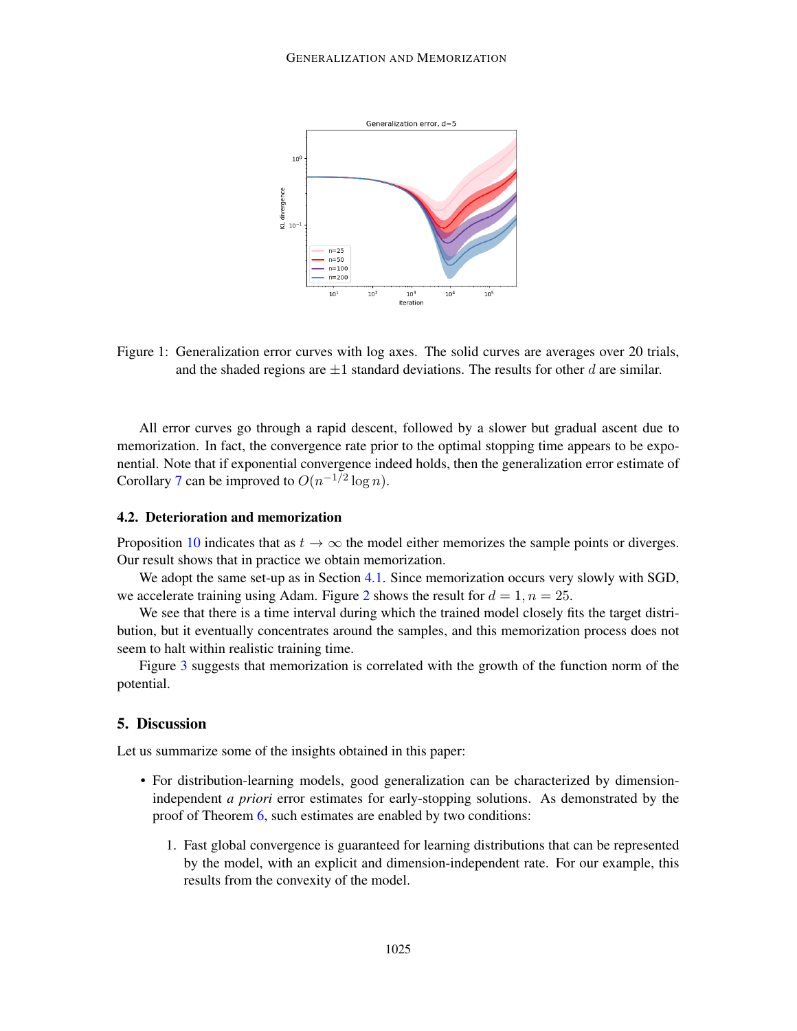Figure 1: Generalization error curves with log axes. The solid curves are averages over 20 trials, and the shaded regions are $\pm 1$ standard deviations. The results for other $d$ are similar.

All error curves go through a rapid descent, followed by a slower but gradual ascent due to memorization. In fact, the convergence rate prior to the optimal stopping time appears to be exponential. Note that if exponential convergence indeed holds, then the generalization error estimate of Corollary 7 can be improved to $O(n^{-1/2} \log n)$.

### 4.2. Deterioration and memorization

Proposition 10 indicates that as $t \to \infty$ the model either memorizes the sample points or diverges. Our result shows that in practice we obtain memorization.

We adopt the same set-up as in Section 4.1. Since memorization occurs very slowly with SGD, we accelerate training using Adam. Figure 2 shows the result for $d = 1, n = 25$.

We see that there is a time interval during which the trained model closely fits the target distribution, but it eventually concentrates around the samples, and this memorization process does not seem to halt within realistic training time.

Figure 3 suggests that memorization is correlated with the growth of the function norm of the potential.

## 5. Discussion

Let us summarize some of the insights obtained in this paper:

- For distribution-learning models, good generalization can be characterized by dimension-independent *a priori* error estimates for early-stopping solutions. As demonstrated by the proof of Theorem 6, such estimates are enabled by two conditions:

  1. Fast global convergence is guaranteed for learning distributions that can be represented by the model, with an explicit and dimension-independent rate. For our example, this results from the convexity of the model.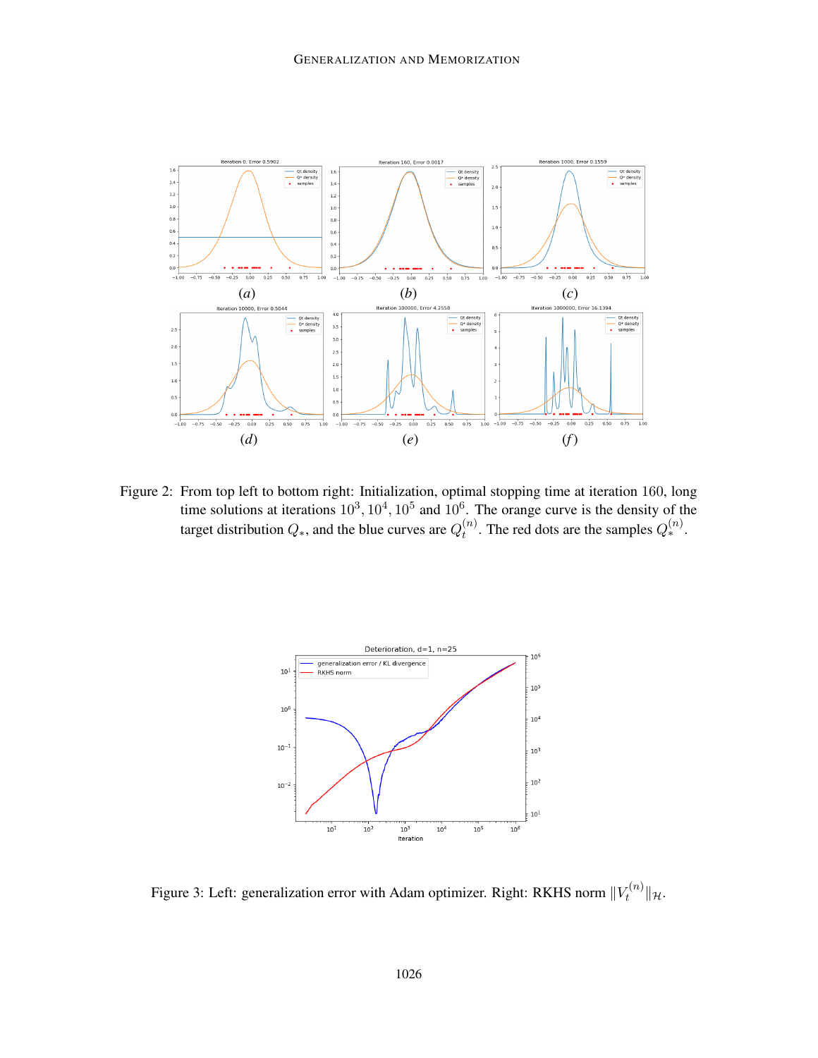Figure 2: From top left to bottom right: Initialization, optimal stopping time at iteration 160, long time solutions at iterations $10^3$, $10^4$, $10^5$ and $10^6$. The orange curve is the density of the target distribution $Q_*$, and the blue curves are $Q_t^{(n)}$. The red dots are the samples $Q_*^{(n)}$.

Figure 3: Left: generalization error with Adam optimizer. Right: RKHS norm $\|V_t^{(n)}\|_{\mathcal{H}}$.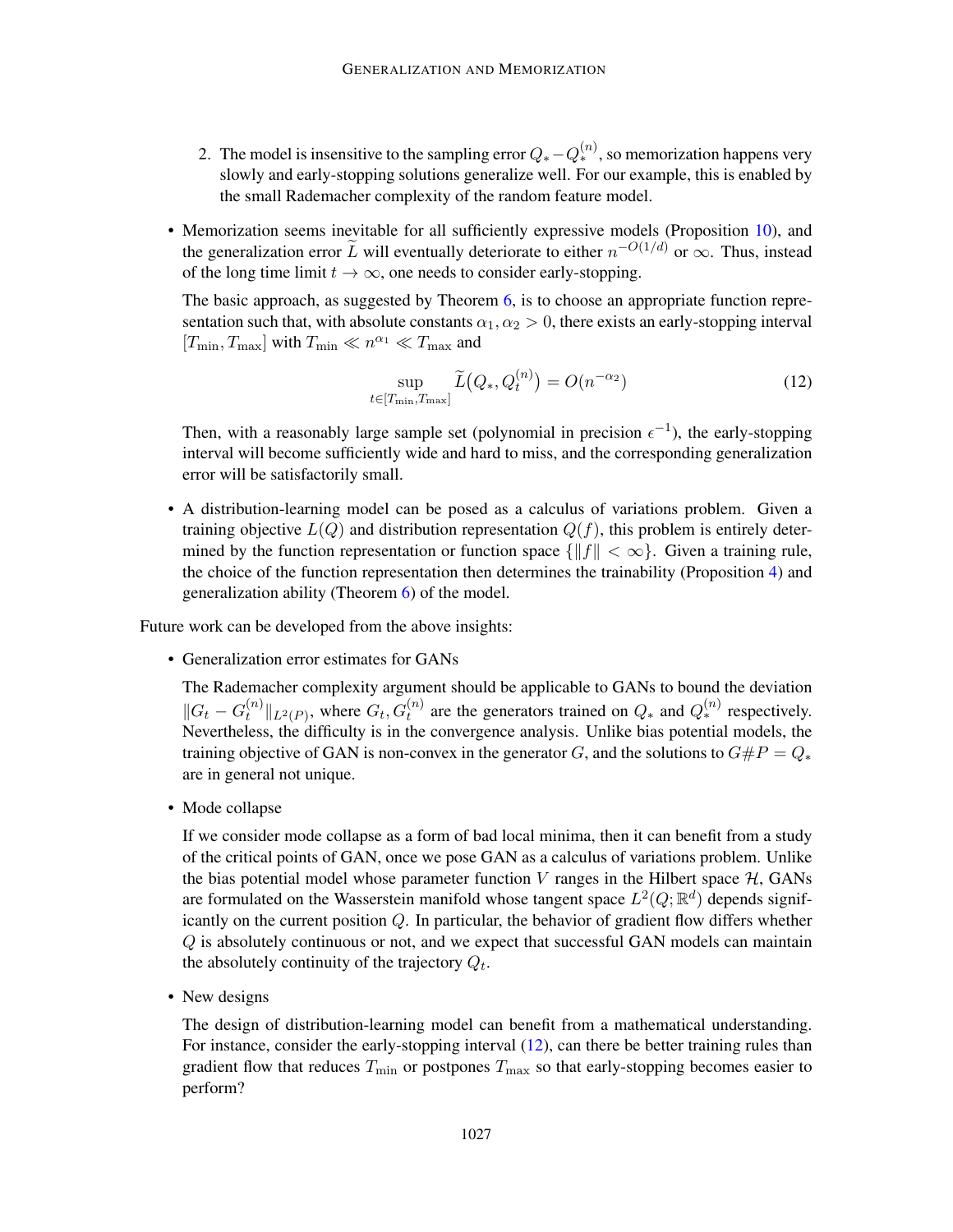2. The model is insensitive to the sampling error $Q_* - Q_*^{(n)}$, so memorization happens very slowly and early-stopping solutions generalize well. For our example, this is enabled by the small Rademacher complexity of the random feature model.

- Memorization seems inevitable for all sufficiently expressive models (Proposition 10), and the generalization error $\widetilde{L}$ will eventually deteriorate to either $n^{-O(1/d)}$ or $\infty$. Thus, instead of the long time limit $t \to \infty$, one needs to consider early-stopping.

  The basic approach, as suggested by Theorem 6, is to choose an appropriate function representation such that, with absolute constants $\alpha_1, \alpha_2 > 0$, there exists an early-stopping interval $[T_{\min}, T_{\max}]$ with $T_{\min} \ll n^{\alpha_1} \ll T_{\max}$ and

$$\sup_{t \in [T_{\min}, T_{\max}]} \widetilde{L}\big(Q_*, Q_t^{(n)}\big) = O(n^{-\alpha_2}) \tag{12}$$

  Then, with a reasonably large sample set (polynomial in precision $\epsilon^{-1}$), the early-stopping interval will become sufficiently wide and hard to miss, and the corresponding generalization error will be satisfactorily small.

- A distribution-learning model can be posed as a calculus of variations problem. Given a training objective $L(Q)$ and distribution representation $Q(f)$, this problem is entirely determined by the function representation or function space $\{\|f\| < \infty\}$. Given a training rule, the choice of the function representation then determines the trainability (Proposition 4) and generalization ability (Theorem 6) of the model.

Future work can be developed from the above insights:

- Generalization error estimates for GANs

  The Rademacher complexity argument should be applicable to GANs to bound the deviation $\|G_t - G_t^{(n)}\|_{L^2(P)}$, where $G_t, G_t^{(n)}$ are the generators trained on $Q_*$ and $Q_*^{(n)}$ respectively. Nevertheless, the difficulty is in the convergence analysis. Unlike bias potential models, the training objective of GAN is non-convex in the generator $G$, and the solutions to $G\#P = Q_*$ are in general not unique.

- Mode collapse

  If we consider mode collapse as a form of bad local minima, then it can benefit from a study of the critical points of GAN, once we pose GAN as a calculus of variations problem. Unlike the bias potential model whose parameter function $V$ ranges in the Hilbert space $\mathcal{H}$, GANs are formulated on the Wasserstein manifold whose tangent space $L^2(Q; \mathbb{R}^d)$ depends significantly on the current position $Q$. In particular, the behavior of gradient flow differs whether $Q$ is absolutely continuous or not, and we expect that successful GAN models can maintain the absolutely continuity of the trajectory $Q_t$.

- New designs

  The design of distribution-learning model can benefit from a mathematical understanding. For instance, consider the early-stopping interval (12), can there be better training rules than gradient flow that reduces $T_{\min}$ or postpones $T_{\max}$ so that early-stopping becomes easier to perform?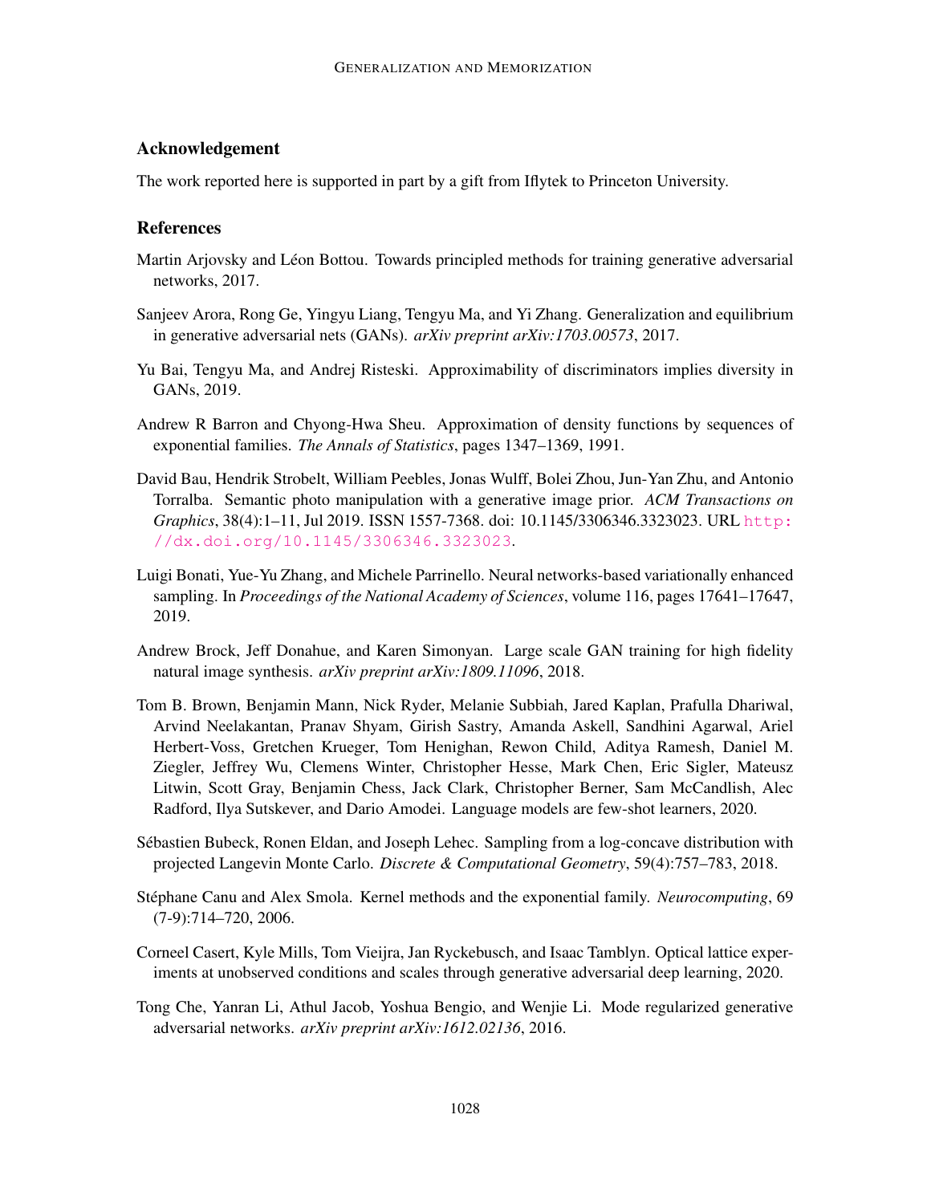## Acknowledgement

The work reported here is supported in part by a gift from Iflytek to Princeton University.

## References

Martin Arjovsky and Léon Bottou. Towards principled methods for training generative adversarial networks, 2017.

Sanjeev Arora, Rong Ge, Yingyu Liang, Tengyu Ma, and Yi Zhang. Generalization and equilibrium in generative adversarial nets (GANs). *arXiv preprint arXiv:1703.00573*, 2017.

Yu Bai, Tengyu Ma, and Andrej Risteski. Approximability of discriminators implies diversity in GANs, 2019.

Andrew R Barron and Chyong-Hwa Sheu. Approximation of density functions by sequences of exponential families. *The Annals of Statistics*, pages 1347–1369, 1991.

David Bau, Hendrik Strobelt, William Peebles, Jonas Wulff, Bolei Zhou, Jun-Yan Zhu, and Antonio Torralba. Semantic photo manipulation with a generative image prior. *ACM Transactions on Graphics*, 38(4):1–11, Jul 2019. ISSN 1557-7368. doi: 10.1145/3306346.3323023. URL http://dx.doi.org/10.1145/3306346.3323023.

Luigi Bonati, Yue-Yu Zhang, and Michele Parrinello. Neural networks-based variationally enhanced sampling. In *Proceedings of the National Academy of Sciences*, volume 116, pages 17641–17647, 2019.

Andrew Brock, Jeff Donahue, and Karen Simonyan. Large scale GAN training for high fidelity natural image synthesis. *arXiv preprint arXiv:1809.11096*, 2018.

Tom B. Brown, Benjamin Mann, Nick Ryder, Melanie Subbiah, Jared Kaplan, Prafulla Dhariwal, Arvind Neelakantan, Pranav Shyam, Girish Sastry, Amanda Askell, Sandhini Agarwal, Ariel Herbert-Voss, Gretchen Krueger, Tom Henighan, Rewon Child, Aditya Ramesh, Daniel M. Ziegler, Jeffrey Wu, Clemens Winter, Christopher Hesse, Mark Chen, Eric Sigler, Mateusz Litwin, Scott Gray, Benjamin Chess, Jack Clark, Christopher Berner, Sam McCandlish, Alec Radford, Ilya Sutskever, and Dario Amodei. Language models are few-shot learners, 2020.

Sébastien Bubeck, Ronen Eldan, and Joseph Lehec. Sampling from a log-concave distribution with projected Langevin Monte Carlo. *Discrete & Computational Geometry*, 59(4):757–783, 2018.

Stéphane Canu and Alex Smola. Kernel methods and the exponential family. *Neurocomputing*, 69 (7-9):714–720, 2006.

Corneel Casert, Kyle Mills, Tom Vieijra, Jan Ryckebusch, and Isaac Tamblyn. Optical lattice experiments at unobserved conditions and scales through generative adversarial deep learning, 2020.

Tong Che, Yanran Li, Athul Jacob, Yoshua Bengio, and Wenjie Li. Mode regularized generative adversarial networks. *arXiv preprint arXiv:1612.02136*, 2016.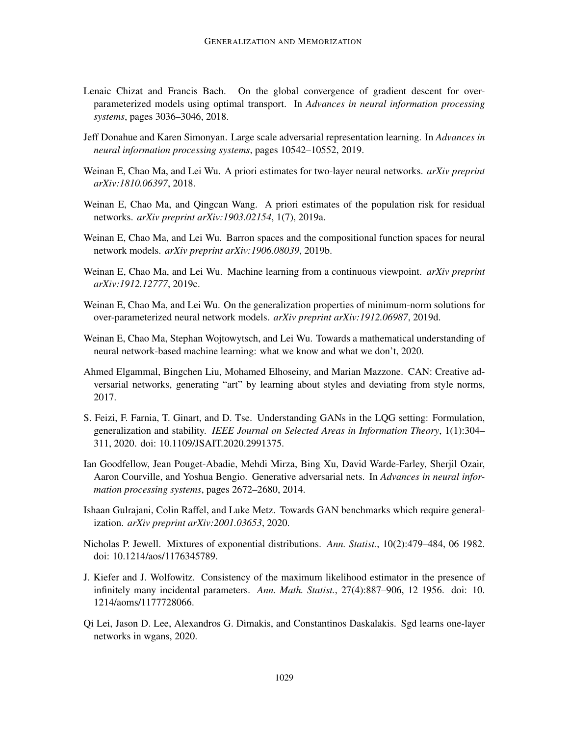Lenaic Chizat and Francis Bach. On the global convergence of gradient descent for over-parameterized models using optimal transport. In *Advances in neural information processing systems*, pages 3036–3046, 2018.

Jeff Donahue and Karen Simonyan. Large scale adversarial representation learning. In *Advances in neural information processing systems*, pages 10542–10552, 2019.

Weinan E, Chao Ma, and Lei Wu. A priori estimates for two-layer neural networks. *arXiv preprint arXiv:1810.06397*, 2018.

Weinan E, Chao Ma, and Qingcan Wang. A priori estimates of the population risk for residual networks. *arXiv preprint arXiv:1903.02154*, 1(7), 2019a.

Weinan E, Chao Ma, and Lei Wu. Barron spaces and the compositional function spaces for neural network models. *arXiv preprint arXiv:1906.08039*, 2019b.

Weinan E, Chao Ma, and Lei Wu. Machine learning from a continuous viewpoint. *arXiv preprint arXiv:1912.12777*, 2019c.

Weinan E, Chao Ma, and Lei Wu. On the generalization properties of minimum-norm solutions for over-parameterized neural network models. *arXiv preprint arXiv:1912.06987*, 2019d.

Weinan E, Chao Ma, Stephan Wojtowytsch, and Lei Wu. Towards a mathematical understanding of neural network-based machine learning: what we know and what we don't, 2020.

Ahmed Elgammal, Bingchen Liu, Mohamed Elhoseiny, and Marian Mazzone. CAN: Creative adversarial networks, generating "art" by learning about styles and deviating from style norms, 2017.

S. Feizi, F. Farnia, T. Ginart, and D. Tse. Understanding GANs in the LQG setting: Formulation, generalization and stability. *IEEE Journal on Selected Areas in Information Theory*, 1(1):304–311, 2020. doi: 10.1109/JSAIT.2020.2991375.

Ian Goodfellow, Jean Pouget-Abadie, Mehdi Mirza, Bing Xu, David Warde-Farley, Sherjil Ozair, Aaron Courville, and Yoshua Bengio. Generative adversarial nets. In *Advances in neural information processing systems*, pages 2672–2680, 2014.

Ishaan Gulrajani, Colin Raffel, and Luke Metz. Towards GAN benchmarks which require generalization. *arXiv preprint arXiv:2001.03653*, 2020.

Nicholas P. Jewell. Mixtures of exponential distributions. *Ann. Statist.*, 10(2):479–484, 06 1982. doi: 10.1214/aos/1176345789.

J. Kiefer and J. Wolfowitz. Consistency of the maximum likelihood estimator in the presence of infinitely many incidental parameters. *Ann. Math. Statist.*, 27(4):887–906, 12 1956. doi: 10.1214/aoms/1177728066.

Qi Lei, Jason D. Lee, Alexandros G. Dimakis, and Constantinos Daskalakis. Sgd learns one-layer networks in wgans, 2020.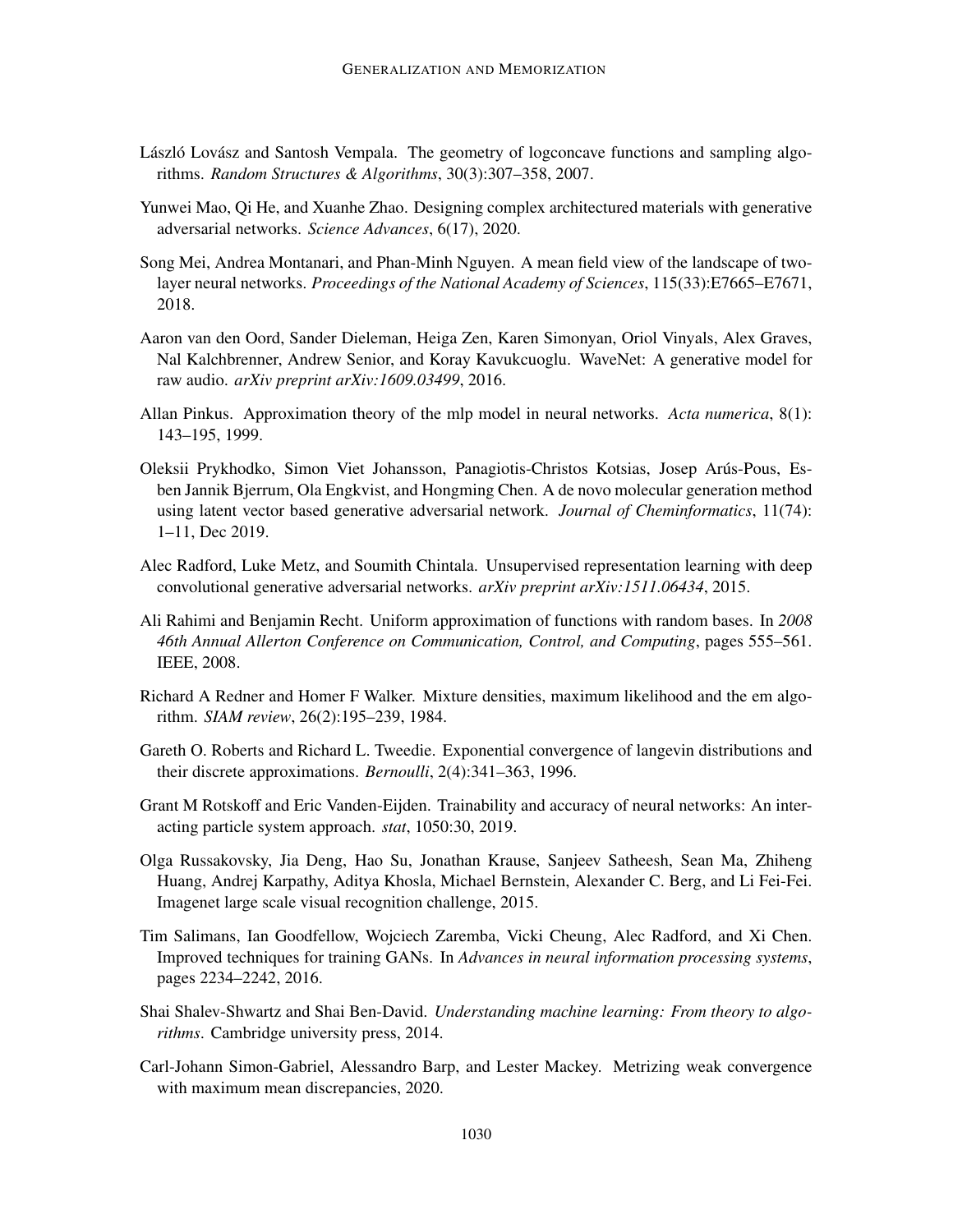László Lovász and Santosh Vempala. The geometry of logconcave functions and sampling algorithms. *Random Structures & Algorithms*, 30(3):307–358, 2007.

Yunwei Mao, Qi He, and Xuanhe Zhao. Designing complex architectured materials with generative adversarial networks. *Science Advances*, 6(17), 2020.

Song Mei, Andrea Montanari, and Phan-Minh Nguyen. A mean field view of the landscape of two-layer neural networks. *Proceedings of the National Academy of Sciences*, 115(33):E7665–E7671, 2018.

Aaron van den Oord, Sander Dieleman, Heiga Zen, Karen Simonyan, Oriol Vinyals, Alex Graves, Nal Kalchbrenner, Andrew Senior, and Koray Kavukcuoglu. WaveNet: A generative model for raw audio. *arXiv preprint arXiv:1609.03499*, 2016.

Allan Pinkus. Approximation theory of the mlp model in neural networks. *Acta numerica*, 8(1): 143–195, 1999.

Oleksii Prykhodko, Simon Viet Johansson, Panagiotis-Christos Kotsias, Josep Arús-Pous, Esben Jannik Bjerrum, Ola Engkvist, and Hongming Chen. A de novo molecular generation method using latent vector based generative adversarial network. *Journal of Cheminformatics*, 11(74): 1–11, Dec 2019.

Alec Radford, Luke Metz, and Soumith Chintala. Unsupervised representation learning with deep convolutional generative adversarial networks. *arXiv preprint arXiv:1511.06434*, 2015.

Ali Rahimi and Benjamin Recht. Uniform approximation of functions with random bases. In *2008 46th Annual Allerton Conference on Communication, Control, and Computing*, pages 555–561. IEEE, 2008.

Richard A Redner and Homer F Walker. Mixture densities, maximum likelihood and the em algorithm. *SIAM review*, 26(2):195–239, 1984.

Gareth O. Roberts and Richard L. Tweedie. Exponential convergence of langevin distributions and their discrete approximations. *Bernoulli*, 2(4):341–363, 1996.

Grant M Rotskoff and Eric Vanden-Eijden. Trainability and accuracy of neural networks: An interacting particle system approach. *stat*, 1050:30, 2019.

Olga Russakovsky, Jia Deng, Hao Su, Jonathan Krause, Sanjeev Satheesh, Sean Ma, Zhiheng Huang, Andrej Karpathy, Aditya Khosla, Michael Bernstein, Alexander C. Berg, and Li Fei-Fei. Imagenet large scale visual recognition challenge, 2015.

Tim Salimans, Ian Goodfellow, Wojciech Zaremba, Vicki Cheung, Alec Radford, and Xi Chen. Improved techniques for training GANs. In *Advances in neural information processing systems*, pages 2234–2242, 2016.

Shai Shalev-Shwartz and Shai Ben-David. *Understanding machine learning: From theory to algorithms*. Cambridge university press, 2014.

Carl-Johann Simon-Gabriel, Alessandro Barp, and Lester Mackey. Metrizing weak convergence with maximum mean discrepancies, 2020.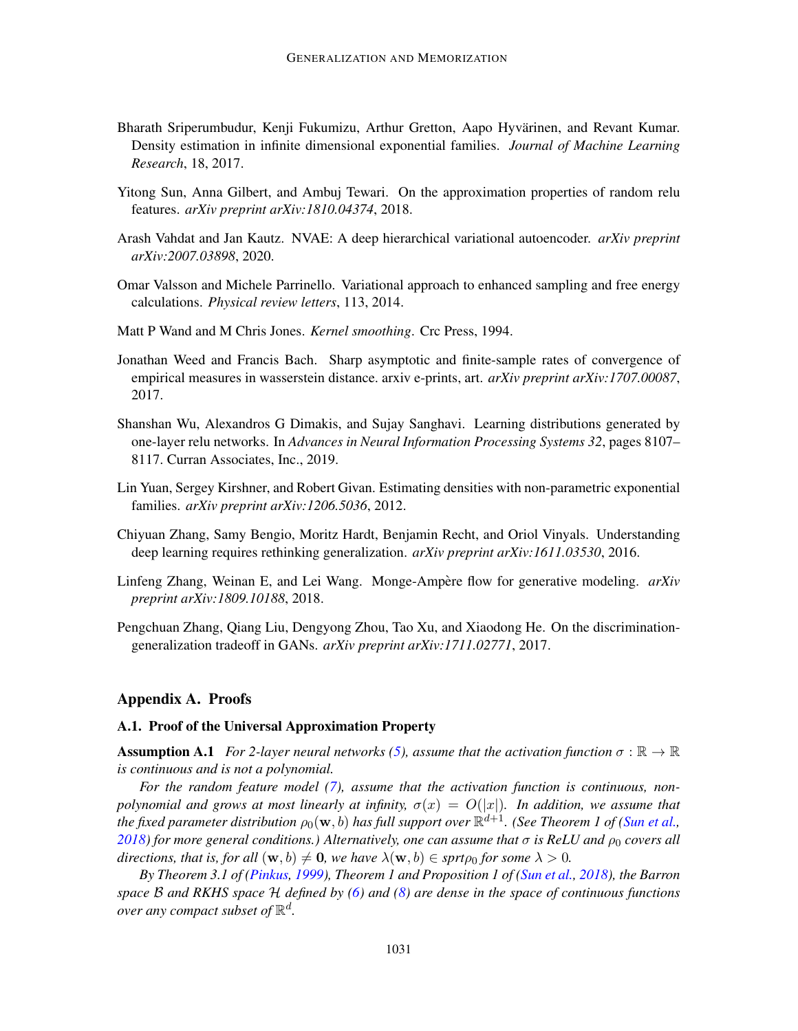Bharath Sriperumbudur, Kenji Fukumizu, Arthur Gretton, Aapo Hyvärinen, and Revant Kumar. Density estimation in infinite dimensional exponential families. *Journal of Machine Learning Research*, 18, 2017.

Yitong Sun, Anna Gilbert, and Ambuj Tewari. On the approximation properties of random relu features. *arXiv preprint arXiv:1810.04374*, 2018.

Arash Vahdat and Jan Kautz. NVAE: A deep hierarchical variational autoencoder. *arXiv preprint arXiv:2007.03898*, 2020.

Omar Valsson and Michele Parrinello. Variational approach to enhanced sampling and free energy calculations. *Physical review letters*, 113, 2014.

Matt P Wand and M Chris Jones. *Kernel smoothing*. Crc Press, 1994.

Jonathan Weed and Francis Bach. Sharp asymptotic and finite-sample rates of convergence of empirical measures in wasserstein distance. arxiv e-prints, art. *arXiv preprint arXiv:1707.00087*, 2017.

Shanshan Wu, Alexandros G Dimakis, and Sujay Sanghavi. Learning distributions generated by one-layer relu networks. In *Advances in Neural Information Processing Systems 32*, pages 8107–8117. Curran Associates, Inc., 2019.

Lin Yuan, Sergey Kirshner, and Robert Givan. Estimating densities with non-parametric exponential families. *arXiv preprint arXiv:1206.5036*, 2012.

Chiyuan Zhang, Samy Bengio, Moritz Hardt, Benjamin Recht, and Oriol Vinyals. Understanding deep learning requires rethinking generalization. *arXiv preprint arXiv:1611.03530*, 2016.

Linfeng Zhang, Weinan E, and Lei Wang. Monge-Ampère flow for generative modeling. *arXiv preprint arXiv:1809.10188*, 2018.

Pengchuan Zhang, Qiang Liu, Dengyong Zhou, Tao Xu, and Xiaodong He. On the discrimination-generalization tradeoff in GANs. *arXiv preprint arXiv:1711.02771*, 2017.

## Appendix A. Proofs

### A.1. Proof of the Universal Approximation Property

**Assumption A.1** *For 2-layer neural networks (5), assume that the activation function $\sigma : \mathbb{R} \to \mathbb{R}$ is continuous and is not a polynomial.*

*For the random feature model (7), assume that the activation function is continuous, non-polynomial and grows at most linearly at infinity, $\sigma(x) = O(|x|)$. In addition, we assume that the fixed parameter distribution $\rho_0(\mathbf{w}, b)$ has full support over $\mathbb{R}^{d+1}$. (See Theorem 1 of (Sun et al., 2018) for more general conditions.) Alternatively, one can assume that $\sigma$ is ReLU and $\rho_0$ covers all directions, that is, for all $(\mathbf{w}, b) \neq \mathbf{0}$, we have $\lambda(\mathbf{w}, b) \in sprt\rho_0$ for some $\lambda > 0$.*

*By Theorem 3.1 of (Pinkus, 1999), Theorem 1 and Proposition 1 of (Sun et al., 2018), the Barron space $\mathcal{B}$ and RKHS space $\mathcal{H}$ defined by (6) and (8) are dense in the space of continuous functions over any compact subset of $\mathbb{R}^d$.*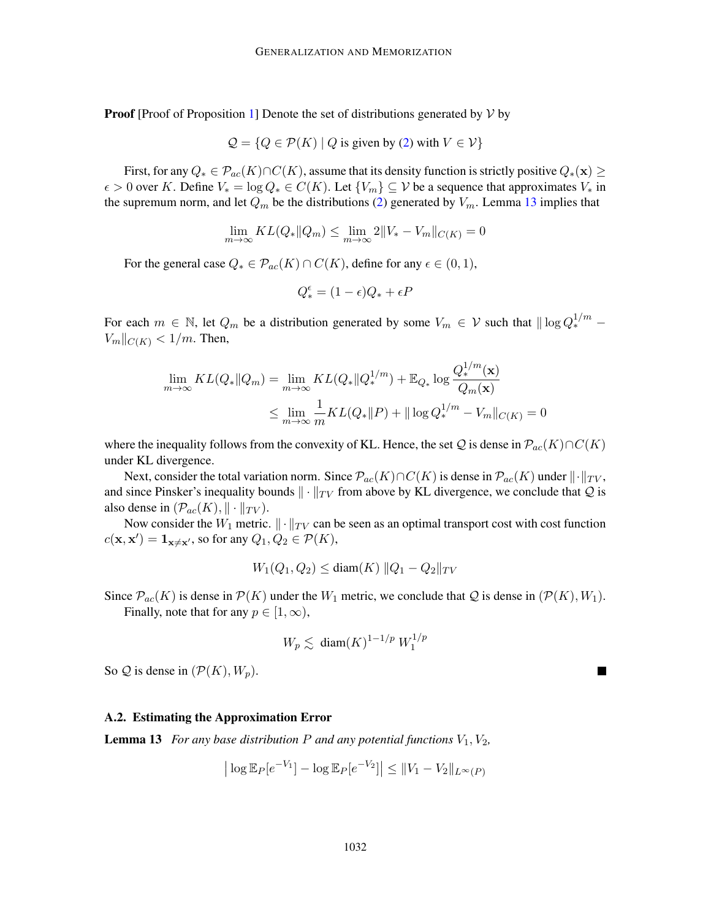**Proof** [Proof of Proposition 1] Denote the set of distributions generated by $\mathcal{V}$ by

$$\mathcal{Q} = \{Q \in \mathcal{P}(K) \mid Q \text{ is given by (2) with } V \in \mathcal{V}\}$$

First, for any $Q_* \in \mathcal{P}_{ac}(K) \cap C(K)$, assume that its density function is strictly positive $Q_*(\mathbf{x}) \geq \epsilon > 0$ over $K$. Define $V_* = \log Q_* \in C(K)$. Let $\{V_m\} \subseteq \mathcal{V}$ be a sequence that approximates $V_*$ in the supremum norm, and let $Q_m$ be the distributions (2) generated by $V_m$. Lemma 13 implies that

$$\lim_{m \to \infty} KL(Q_* \| Q_m) \leq \lim_{m \to \infty} 2 \|V_* - V_m\|_{C(K)} = 0$$

For the general case $Q_* \in \mathcal{P}_{ac}(K) \cap C(K)$, define for any $\epsilon \in (0, 1)$,

$$Q_*^\epsilon = (1 - \epsilon) Q_* + \epsilon P$$

For each $m \in \mathbb{N}$, let $Q_m$ be a distribution generated by some $V_m \in \mathcal{V}$ such that $\| \log Q_*^{1/m} - V_m\|_{C(K)} < 1/m$. Then,

$$\begin{aligned}
\lim_{m \to \infty} KL(Q_* \| Q_m) &= \lim_{m \to \infty} KL(Q_* \| Q_*^{1/m}) + \mathbb{E}_{Q_*} \log \frac{Q_*^{1/m}(\mathbf{x})}{Q_m(\mathbf{x})} \\
&\leq \lim_{m \to \infty} \frac{1}{m} KL(Q_* \| P) + \| \log Q_*^{1/m} - V_m\|_{C(K)} = 0
\end{aligned}$$

where the inequality follows from the convexity of KL. Hence, the set $\mathcal{Q}$ is dense in $\mathcal{P}_{ac}(K) \cap C(K)$ under KL divergence.

Next, consider the total variation norm. Since $\mathcal{P}_{ac}(K) \cap C(K)$ is dense in $\mathcal{P}_{ac}(K)$ under $\|\cdot\|_{TV}$, and since Pinsker's inequality bounds $\| \cdot \|_{TV}$ from above by KL divergence, we conclude that $\mathcal{Q}$ is also dense in $(\mathcal{P}_{ac}(K), \| \cdot \|_{TV})$.

Now consider the $W_1$ metric. $\| \cdot \|_{TV}$ can be seen as an optimal transport cost with cost function $c(\mathbf{x}, \mathbf{x}') = \mathbf{1}_{\mathbf{x} \neq \mathbf{x}'}$, so for any $Q_1, Q_2 \in \mathcal{P}(K)$,

$$W_1(Q_1, Q_2) \leq \text{diam}(K) \, \|Q_1 - Q_2\|_{TV}$$

Since $\mathcal{P}_{ac}(K)$ is dense in $\mathcal{P}(K)$ under the $W_1$ metric, we conclude that $\mathcal{Q}$ is dense in $(\mathcal{P}(K), W_1)$.

Finally, note that for any $p \in [1, \infty)$,

$$W_p \lesssim \text{diam}(K)^{1-1/p} \, W_1^{1/p}$$

So $\mathcal{Q}$ is dense in $(\mathcal{P}(K), W_p)$. ∎

### A.2. Estimating the Approximation Error

**Lemma 13** *For any base distribution $P$ and any potential functions $V_1, V_2$,*

$$\left| \log \mathbb{E}_P[e^{-V_1}] - \log \mathbb{E}_P[e^{-V_2}] \right| \leq \|V_1 - V_2\|_{L^\infty(P)}$$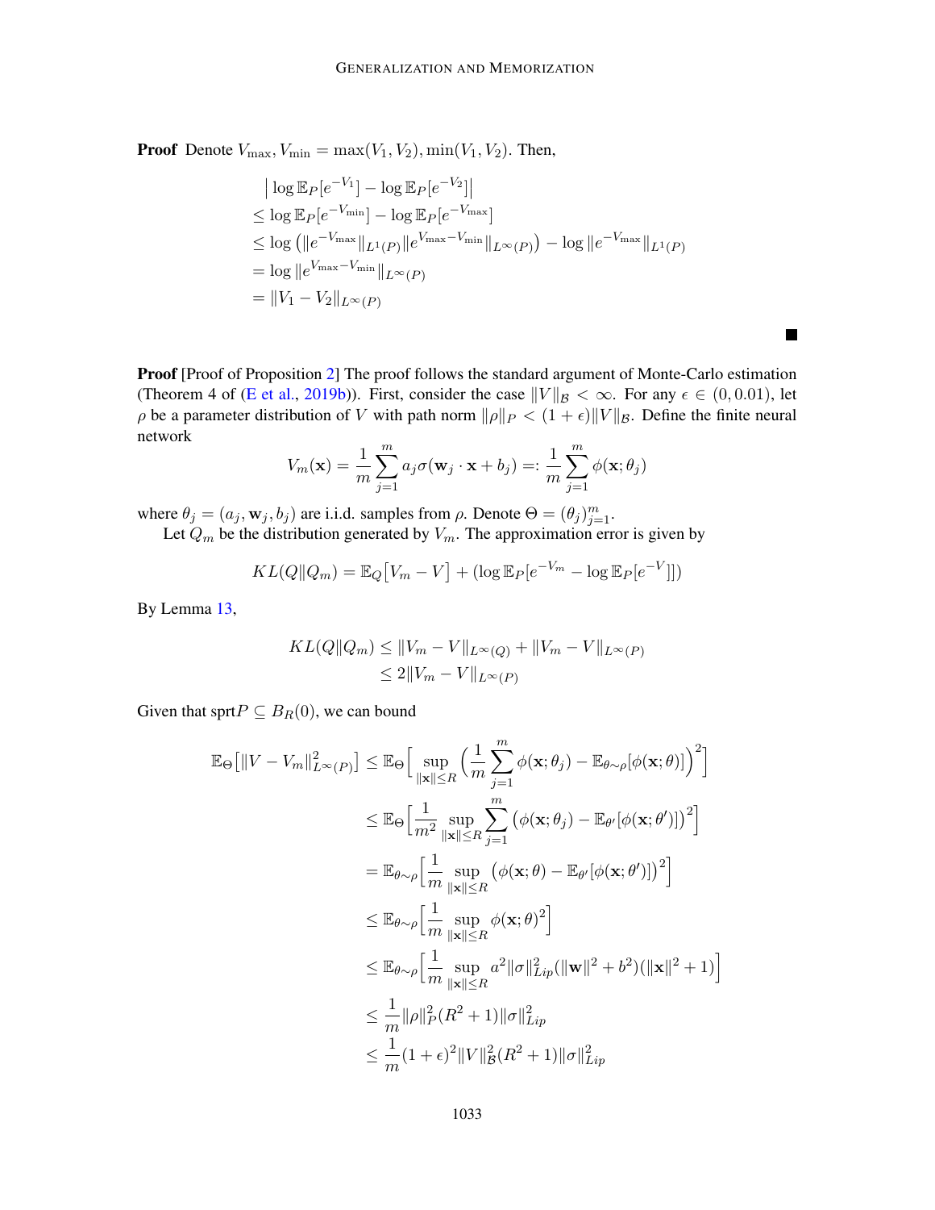**Proof** Denote $V_{\max}, V_{\min} = \max(V_1, V_2), \min(V_1, V_2)$. Then,

$$
\begin{aligned}
&\left| \log \mathbb{E}_P[e^{-V_1}] - \log \mathbb{E}_P[e^{-V_2}] \right| \\
&\leq \log \mathbb{E}_P[e^{-V_{\min}}] - \log \mathbb{E}_P[e^{-V_{\max}}] \\
&\leq \log \left( \|e^{-V_{\max}}\|_{L^1(P)} \|e^{V_{\max} - V_{\min}}\|_{L^\infty(P)} \right) - \log \|e^{-V_{\max}}\|_{L^1(P)} \\
&= \log \|e^{V_{\max} - V_{\min}}\|_{L^\infty(P)} \\
&= \|V_1 - V_2\|_{L^\infty(P)}
\end{aligned}
$$

■

**Proof** [Proof of Proposition 2] The proof follows the standard argument of Monte-Carlo estimation (Theorem 4 of (E et al., 2019b)). First, consider the case $\|V\|_{\mathcal{B}} < \infty$. For any $\epsilon \in (0, 0.01)$, let $\rho$ be a parameter distribution of $V$ with path norm $\|\rho\|_P < (1+\epsilon)\|V\|_{\mathcal{B}}$. Define the finite neural network

$$
V_m(\mathbf{x}) = \frac{1}{m} \sum_{j=1}^m a_j \sigma(\mathbf{w}_j \cdot \mathbf{x} + b_j) =: \frac{1}{m} \sum_{j=1}^m \phi(\mathbf{x}; \theta_j)
$$

where $\theta_j = (a_j, \mathbf{w}_j, b_j)$ are i.i.d. samples from $\rho$. Denote $\Theta = (\theta_j)_{j=1}^m$.

Let $Q_m$ be the distribution generated by $V_m$. The approximation error is given by

$$
KL(Q\|Q_m) = \mathbb{E}_Q\big[V_m - V\big] + (\log \mathbb{E}_P[e^{-V_m} - \log \mathbb{E}_P[e^{-V}]])
$$

By Lemma 13,

$$
\begin{aligned}
KL(Q\|Q_m) &\leq \|V_m - V\|_{L^\infty(Q)} + \|V_m - V\|_{L^\infty(P)} \\
&\leq 2\|V_m - V\|_{L^\infty(P)}
\end{aligned}
$$

Given that $\text{sprt}P \subseteq B_R(0)$, we can bound

$$
\begin{aligned}
\mathbb{E}_\Theta\big[\|V - V_m\|^2_{L^\infty(P)}\big] &\leq \mathbb{E}_\Theta\Big[\sup_{\|\mathbf{x}\| \leq R} \Big(\frac{1}{m} \sum_{j=1}^m \phi(\mathbf{x}; \theta_j) - \mathbb{E}_{\theta \sim \rho}[\phi(\mathbf{x}; \theta)]\Big)^2\Big] \\
&\leq \mathbb{E}_\Theta\Big[\frac{1}{m^2} \sup_{\|\mathbf{x}\| \leq R} \sum_{j=1}^m \big(\phi(\mathbf{x}; \theta_j) - \mathbb{E}_{\theta'}[\phi(\mathbf{x}; \theta')]\big)^2\Big] \\
&= \mathbb{E}_{\theta \sim \rho}\Big[\frac{1}{m} \sup_{\|\mathbf{x}\| \leq R} \big(\phi(\mathbf{x}; \theta) - \mathbb{E}_{\theta'}[\phi(\mathbf{x}; \theta')]\big)^2\Big] \\
&\leq \mathbb{E}_{\theta \sim \rho}\Big[\frac{1}{m} \sup_{\|\mathbf{x}\| \leq R} \phi(\mathbf{x}; \theta)^2\Big] \\
&\leq \mathbb{E}_{\theta \sim \rho}\Big[\frac{1}{m} \sup_{\|\mathbf{x}\| \leq R} a^2 \|\sigma\|^2_{Lip} (\|\mathbf{w}\|^2 + b^2)(\|\mathbf{x}\|^2 + 1)\Big] \\
&\leq \frac{1}{m} \|\rho\|_P^2 (R^2 + 1) \|\sigma\|^2_{Lip} \\
&\leq \frac{1}{m} (1+\epsilon)^2 \|V\|^2_{\mathcal{B}} (R^2 + 1) \|\sigma\|^2_{Lip}
\end{aligned}
$$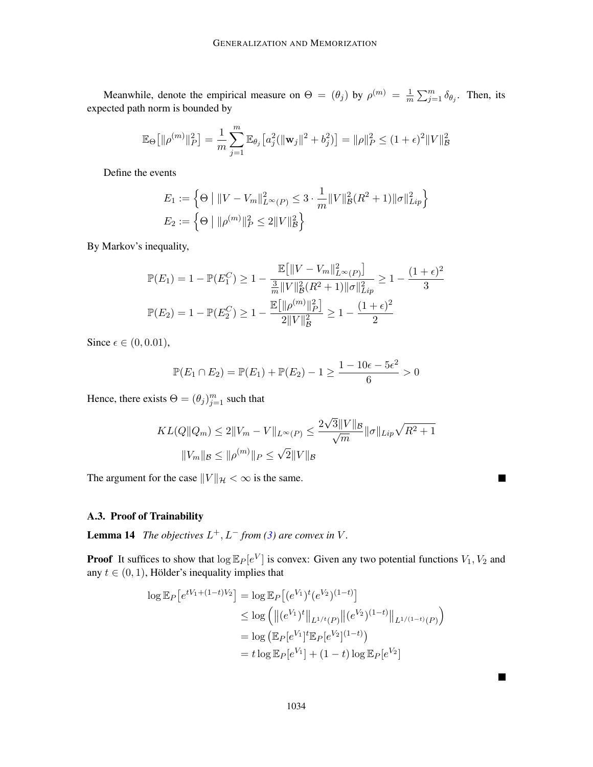Meanwhile, denote the empirical measure on $\Theta = (\theta_j)$ by $\rho^{(m)} = \frac{1}{m}\sum_{j=1}^{m} \delta_{\theta_j}$. Then, its expected path norm is bounded by

$$\mathbb{E}_{\Theta}\big[\|\rho^{(m)}\|_P^2\big] = \frac{1}{m}\sum_{j=1}^{m} \mathbb{E}_{\theta_j}\big[a_j^2(\|\mathbf{w}_j\|^2 + b_j^2)\big] = \|\rho\|_P^2 \leq (1+\epsilon)^2 \|V\|_{\mathcal{B}}^2$$

Define the events

$$E_1 := \Big\{ \Theta \;\Big|\; \|V - V_m\|_{L^\infty(P)}^2 \leq 3 \cdot \frac{1}{m}\|V\|_{\mathcal{B}}^2 (R^2+1)\|\sigma\|_{Lip}^2 \Big\}$$
$$E_2 := \Big\{ \Theta \;\Big|\; \|\rho^{(m)}\|_P^2 \leq 2\|V\|_{\mathcal{B}}^2 \Big\}$$

By Markov's inequality,

$$\mathbb{P}(E_1) = 1 - \mathbb{P}(E_1^C) \geq 1 - \frac{\mathbb{E}\big[\|V - V_m\|_{L^\infty(P)}^2\big]}{\frac{3}{m}\|V\|_{\mathcal{B}}^2 (R^2+1)\|\sigma\|_{Lip}^2} \geq 1 - \frac{(1+\epsilon)^2}{3}$$
$$\mathbb{P}(E_2) = 1 - \mathbb{P}(E_2^C) \geq 1 - \frac{\mathbb{E}\big[\|\rho^{(m)}\|_P^2\big]}{2\|V\|_{\mathcal{B}}^2} \geq 1 - \frac{(1+\epsilon)^2}{2}$$

Since $\epsilon \in (0, 0.01)$,

$$\mathbb{P}(E_1 \cap E_2) = \mathbb{P}(E_1) + \mathbb{P}(E_2) - 1 \geq \frac{1 - 10\epsilon - 5\epsilon^2}{6} > 0$$

Hence, there exists $\Theta = (\theta_j)_{j=1}^m$ such that

$$KL(Q\|Q_m) \leq 2\|V_m - V\|_{L^\infty(P)} \leq \frac{2\sqrt{3}\|V\|_{\mathcal{B}}}{\sqrt{m}} \|\sigma\|_{Lip}\sqrt{R^2+1}$$
$$\|V_m\|_{\mathcal{B}} \leq \|\rho^{(m)}\|_P \leq \sqrt{2}\|V\|_{\mathcal{B}}$$

The argument for the case $\|V\|_{\mathcal{H}} < \infty$ is the same. ■

### A.3. Proof of Trainability

**Lemma 14** *The objectives $L^+, L^-$ from (3) are convex in $V$.*

**Proof** It suffices to show that $\log \mathbb{E}_P[e^V]$ is convex: Given any two potential functions $V_1, V_2$ and any $t \in (0,1)$, Hölder's inequality implies that

$$\begin{aligned}
\log \mathbb{E}_P\big[e^{tV_1 + (1-t)V_2}\big] &= \log \mathbb{E}_P\big[(e^{V_1})^t (e^{V_2})^{(1-t)}\big] \\
&\leq \log\Big( \big\|(e^{V_1})^t\big\|_{L^{1/t}(P)} \big\|(e^{V_2})^{(1-t)}\big\|_{L^{1/(1-t)}(P)} \Big) \\
&= \log\big( \mathbb{E}_P[e^{V_1}]^t \mathbb{E}_P[e^{V_2}]^{(1-t)} \big) \\
&= t \log \mathbb{E}_P[e^{V_1}] + (1-t)\log \mathbb{E}_P[e^{V_2}]
\end{aligned}$$

■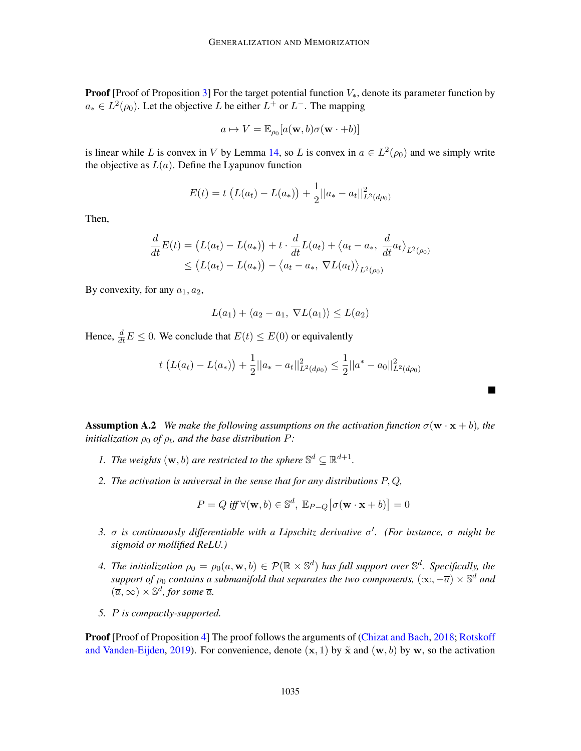**Proof** [Proof of Proposition 3] For the target potential function $V_*$, denote its parameter function by $a_* \in L^2(\rho_0)$. Let the objective $L$ be either $L^+$ or $L^-$. The mapping

$$a \mapsto V = \mathbb{E}_{\rho_0}[a(\mathbf{w}, b)\sigma(\mathbf{w} \cdot +b)]$$

is linear while $L$ is convex in $V$ by Lemma 14, so $L$ is convex in $a \in L^2(\rho_0)$ and we simply write the objective as $L(a)$. Define the Lyapunov function

$$E(t) = t\,\big(L(a_t) - L(a_*)\big) + \frac{1}{2}||a_* - a_t||^2_{L^2(d\rho_0)}$$

Then,

$$\begin{aligned}
\frac{d}{dt}E(t) &= \big(L(a_t) - L(a_*)\big) + t \cdot \frac{d}{dt}L(a_t) + \big\langle a_t - a_*,\ \frac{d}{dt}a_t \big\rangle_{L^2(\rho_0)} \\
&\leq \big(L(a_t) - L(a_*)\big) - \big\langle a_t - a_*,\ \nabla L(a_t) \big\rangle_{L^2(\rho_0)}
\end{aligned}$$

By convexity, for any $a_1, a_2$,

$$L(a_1) + \langle a_2 - a_1,\ \nabla L(a_1) \rangle \leq L(a_2)$$

Hence, $\frac{d}{dt}E \leq 0$. We conclude that $E(t) \leq E(0)$ or equivalently

$$t\,\big(L(a_t) - L(a_*)\big) + \frac{1}{2}||a_* - a_t||^2_{L^2(d\rho_0)} \leq \frac{1}{2}||a^* - a_0||^2_{L^2(d\rho_0)}$$

■

**Assumption A.2** *We make the following assumptions on the activation function $\sigma(\mathbf{w} \cdot \mathbf{x} + b)$, the initialization $\rho_0$ of $\rho_t$, and the base distribution $P$:*

1. *The weights $(\mathbf{w}, b)$ are restricted to the sphere $\mathbb{S}^d \subseteq \mathbb{R}^{d+1}$.*
2. *The activation is universal in the sense that for any distributions $P, Q$,*

$$P = Q \text{ iff } \forall(\mathbf{w}, b) \in \mathbb{S}^d,\ \mathbb{E}_{P-Q}\big[\sigma(\mathbf{w} \cdot \mathbf{x} + b)\big] = 0$$

3. *$\sigma$ is continuously differentiable with a Lipschitz derivative $\sigma'$. (For instance, $\sigma$ might be sigmoid or mollified ReLU.)*
4. *The initialization $\rho_0 = \rho_0(a, \mathbf{w}, b) \in \mathcal{P}(\mathbb{R} \times \mathbb{S}^d)$ has full support over $\mathbb{S}^d$. Specifically, the support of $\rho_0$ contains a submanifold that separates the two components, $(\infty, -\overline{a}) \times \mathbb{S}^d$ and $(\overline{a}, \infty) \times \mathbb{S}^d$, for some $\overline{a}$.*
5. *$P$ is compactly-supported.*

**Proof** [Proof of Proposition 4] The proof follows the arguments of (Chizat and Bach, 2018; Rotskoff and Vanden-Eijden, 2019). For convenience, denote $(\mathbf{x}, 1)$ by $\tilde{\mathbf{x}}$ and $(\mathbf{w}, b)$ by $\mathbf{w}$, so the activation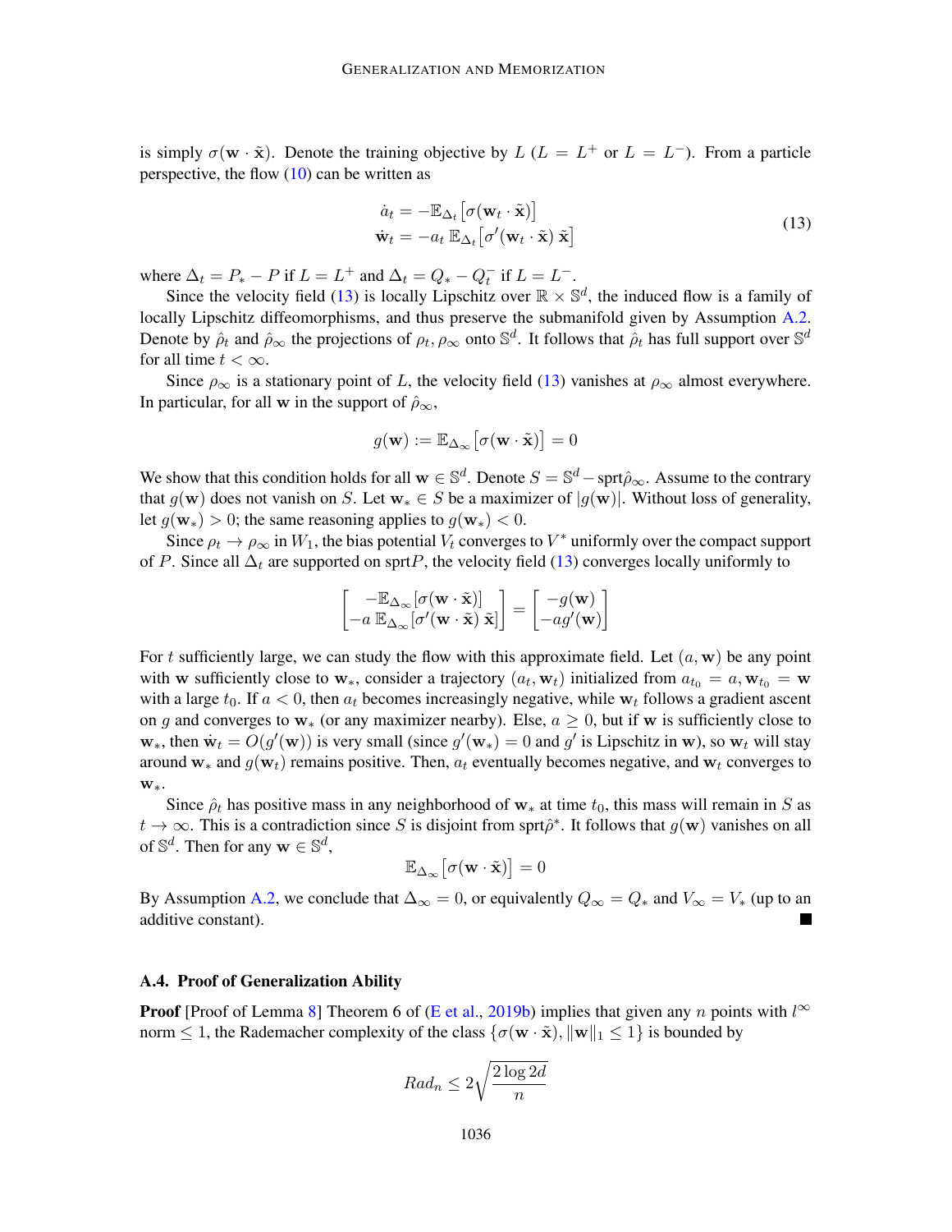is simply $\sigma(\mathbf{w} \cdot \tilde{\mathbf{x}})$. Denote the training objective by $L$ ($L = L^+$ or $L = L^-$). From a particle perspective, the flow (10) can be written as

$$
\begin{aligned}
\dot{a}_t &= -\mathbb{E}_{\Delta_t}\big[\sigma(\mathbf{w}_t \cdot \tilde{\mathbf{x}})\big] \\
\dot{\mathbf{w}}_t &= -a_t\, \mathbb{E}_{\Delta_t}\big[\sigma'(\mathbf{w}_t \cdot \tilde{\mathbf{x}})\, \tilde{\mathbf{x}}\big]
\end{aligned}
\tag{13}
$$

where $\Delta_t = P_* - P$ if $L = L^+$ and $\Delta_t = Q_* - Q_t^-$ if $L = L^-$.

Since the velocity field (13) is locally Lipschitz over $\mathbb{R} \times \mathbb{S}^d$, the induced flow is a family of locally Lipschitz diffeomorphisms, and thus preserve the submanifold given by Assumption A.2. Denote by $\hat{\rho}_t$ and $\hat{\rho}_\infty$ the projections of $\rho_t, \rho_\infty$ onto $\mathbb{S}^d$. It follows that $\hat{\rho}_t$ has full support over $\mathbb{S}^d$ for all time $t < \infty$.

Since $\rho_\infty$ is a stationary point of $L$, the velocity field (13) vanishes at $\rho_\infty$ almost everywhere. In particular, for all $\mathbf{w}$ in the support of $\hat{\rho}_\infty$,

$$
g(\mathbf{w}) := \mathbb{E}_{\Delta_\infty}\big[\sigma(\mathbf{w} \cdot \tilde{\mathbf{x}})\big] = 0
$$

We show that this condition holds for all $\mathbf{w} \in \mathbb{S}^d$. Denote $S = \mathbb{S}^d - \text{sprt}\hat{\rho}_\infty$. Assume to the contrary that $g(\mathbf{w})$ does not vanish on $S$. Let $\mathbf{w}_* \in S$ be a maximizer of $|g(\mathbf{w})|$. Without loss of generality, let $g(\mathbf{w}_*) > 0$; the same reasoning applies to $g(\mathbf{w}_*) < 0$.

Since $\rho_t \to \rho_\infty$ in $W_1$, the bias potential $V_t$ converges to $V^*$ uniformly over the compact support of $P$. Since all $\Delta_t$ are supported on sprt$P$, the velocity field (13) converges locally uniformly to

$$
\begin{bmatrix}
-\mathbb{E}_{\Delta_\infty}[\sigma(\mathbf{w} \cdot \tilde{\mathbf{x}})] \\
-a\, \mathbb{E}_{\Delta_\infty}[\sigma'(\mathbf{w} \cdot \tilde{\mathbf{x}})\, \tilde{\mathbf{x}}]
\end{bmatrix}
=
\begin{bmatrix}
-g(\mathbf{w}) \\
-a g'(\mathbf{w})
\end{bmatrix}
$$

For $t$ sufficiently large, we can study the flow with this approximate field. Let $(a, \mathbf{w})$ be any point with $\mathbf{w}$ sufficiently close to $\mathbf{w}_*$, consider a trajectory $(a_t, \mathbf{w}_t)$ initialized from $a_{t_0} = a, \mathbf{w}_{t_0} = \mathbf{w}$ with a large $t_0$. If $a < 0$, then $a_t$ becomes increasingly negative, while $\mathbf{w}_t$ follows a gradient ascent on $g$ and converges to $\mathbf{w}_*$ (or any maximizer nearby). Else, $a \geq 0$, but if $\mathbf{w}$ is sufficiently close to $\mathbf{w}_*$, then $\dot{\mathbf{w}}_t = O(g'(\mathbf{w}))$ is very small (since $g'(\mathbf{w}_*) = 0$ and $g'$ is Lipschitz in $\mathbf{w}$), so $\mathbf{w}_t$ will stay around $\mathbf{w}_*$ and $g(\mathbf{w}_t)$ remains positive. Then, $a_t$ eventually becomes negative, and $\mathbf{w}_t$ converges to $\mathbf{w}_*$.

Since $\hat{\rho}_t$ has positive mass in any neighborhood of $\mathbf{w}_*$ at time $t_0$, this mass will remain in $S$ as $t \to \infty$. This is a contradiction since $S$ is disjoint from sprt$\hat{\rho}^*$. It follows that $g(\mathbf{w})$ vanishes on all of $\mathbb{S}^d$. Then for any $\mathbf{w} \in \mathbb{S}^d$,

$$
\mathbb{E}_{\Delta_\infty}\big[\sigma(\mathbf{w} \cdot \tilde{\mathbf{x}})\big] = 0
$$

By Assumption A.2, we conclude that $\Delta_\infty = 0$, or equivalently $Q_\infty = Q_*$ and $V_\infty = V_*$ (up to an additive constant). ■

### A.4. Proof of Generalization Ability

**Proof** [Proof of Lemma 8] Theorem 6 of (E et al., 2019b) implies that given any $n$ points with $l^\infty$ norm $\leq 1$, the Rademacher complexity of the class $\{\sigma(\mathbf{w} \cdot \tilde{\mathbf{x}}), \|\mathbf{w}\|_1 \leq 1\}$ is bounded by

$$
Rad_n \leq 2\sqrt{\frac{2 \log 2d}{n}}
$$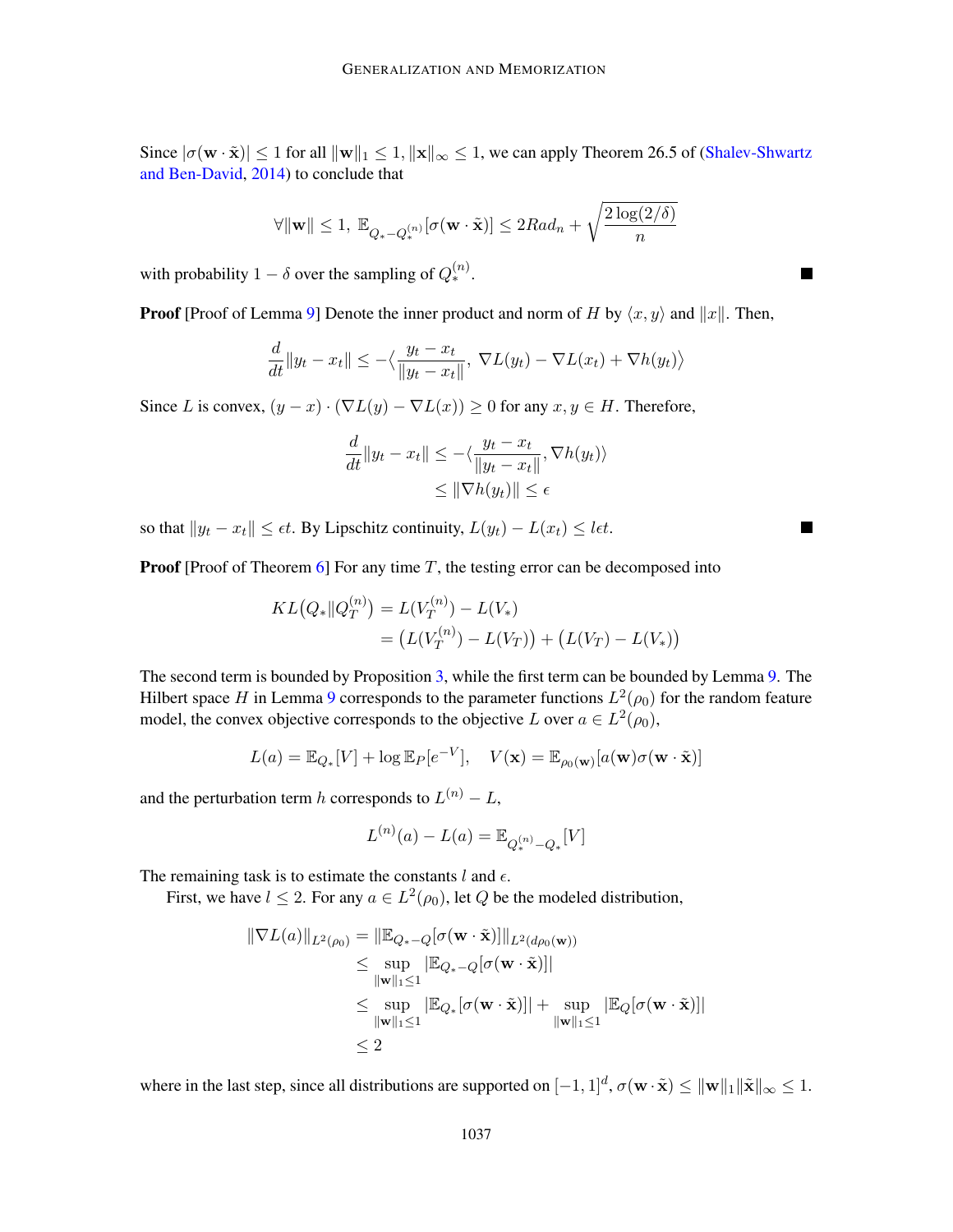Since $|\sigma(\mathbf{w} \cdot \tilde{\mathbf{x}})| \leq 1$ for all $\|\mathbf{w}\|_1 \leq 1, \|\mathbf{x}\|_\infty \leq 1$, we can apply Theorem 26.5 of (Shalev-Shwartz and Ben-David, 2014) to conclude that

$$\forall \|\mathbf{w}\| \leq 1,\ \mathbb{E}_{Q_* - Q_*^{(n)}}[\sigma(\mathbf{w} \cdot \tilde{\mathbf{x}})] \leq 2Rad_n + \sqrt{\frac{2\log(2/\delta)}{n}}$$

with probability $1 - \delta$ over the sampling of $Q_*^{(n)}$. ■

**Proof** [Proof of Lemma 9] Denote the inner product and norm of $H$ by $\langle x, y \rangle$ and $\|x\|$. Then,

$$\frac{d}{dt}\|y_t - x_t\| \leq -\langle \frac{y_t - x_t}{\|y_t - x_t\|},\ \nabla L(y_t) - \nabla L(x_t) + \nabla h(y_t) \rangle$$

Since $L$ is convex, $(y - x) \cdot (\nabla L(y) - \nabla L(x)) \geq 0$ for any $x, y \in H$. Therefore,

$$\begin{aligned}
\frac{d}{dt}\|y_t - x_t\| &\leq -\langle \frac{y_t - x_t}{\|y_t - x_t\|}, \nabla h(y_t) \rangle \\
&\leq \|\nabla h(y_t)\| \leq \epsilon
\end{aligned}$$

so that $\|y_t - x_t\| \leq \epsilon t$. By Lipschitz continuity, $L(y_t) - L(x_t) \leq l\epsilon t$. ■

**Proof** [Proof of Theorem 6] For any time $T$, the testing error can be decomposed into

$$\begin{aligned}
KL\big(Q_* \| Q_T^{(n)}\big) &= L(V_T^{(n)}) - L(V_*) \\
&= \big(L(V_T^{(n)}) - L(V_T)\big) + \big(L(V_T) - L(V_*)\big)
\end{aligned}$$

The second term is bounded by Proposition 3, while the first term can be bounded by Lemma 9. The Hilbert space $H$ in Lemma 9 corresponds to the parameter functions $L^2(\rho_0)$ for the random feature model, the convex objective corresponds to the objective $L$ over $a \in L^2(\rho_0)$,

$$L(a) = \mathbb{E}_{Q_*}[V] + \log \mathbb{E}_P[e^{-V}], \quad V(\mathbf{x}) = \mathbb{E}_{\rho_0(\mathbf{w})}[a(\mathbf{w})\sigma(\mathbf{w} \cdot \tilde{\mathbf{x}})]$$

and the perturbation term $h$ corresponds to $L^{(n)} - L$,

$$L^{(n)}(a) - L(a) = \mathbb{E}_{Q_*^{(n)} - Q_*}[V]$$

The remaining task is to estimate the constants $l$ and $\epsilon$.

First, we have $l \leq 2$. For any $a \in L^2(\rho_0)$, let $Q$ be the modeled distribution,

$$\begin{aligned}
\|\nabla L(a)\|_{L^2(\rho_0)} &= \|\mathbb{E}_{Q_* - Q}[\sigma(\mathbf{w} \cdot \tilde{\mathbf{x}})]\|_{L^2(d\rho_0(\mathbf{w}))} \\
&\leq \sup_{\|\mathbf{w}\|_1 \leq 1} |\mathbb{E}_{Q_* - Q}[\sigma(\mathbf{w} \cdot \tilde{\mathbf{x}})]| \\
&\leq \sup_{\|\mathbf{w}\|_1 \leq 1} |\mathbb{E}_{Q_*}[\sigma(\mathbf{w} \cdot \tilde{\mathbf{x}})]| + \sup_{\|\mathbf{w}\|_1 \leq 1} |\mathbb{E}_{Q}[\sigma(\mathbf{w} \cdot \tilde{\mathbf{x}})]| \\
&\leq 2
\end{aligned}$$

where in the last step, since all distributions are supported on $[-1, 1]^d$, $\sigma(\mathbf{w} \cdot \tilde{\mathbf{x}}) \leq \|\mathbf{w}\|_1 \|\tilde{\mathbf{x}}\|_\infty \leq 1$.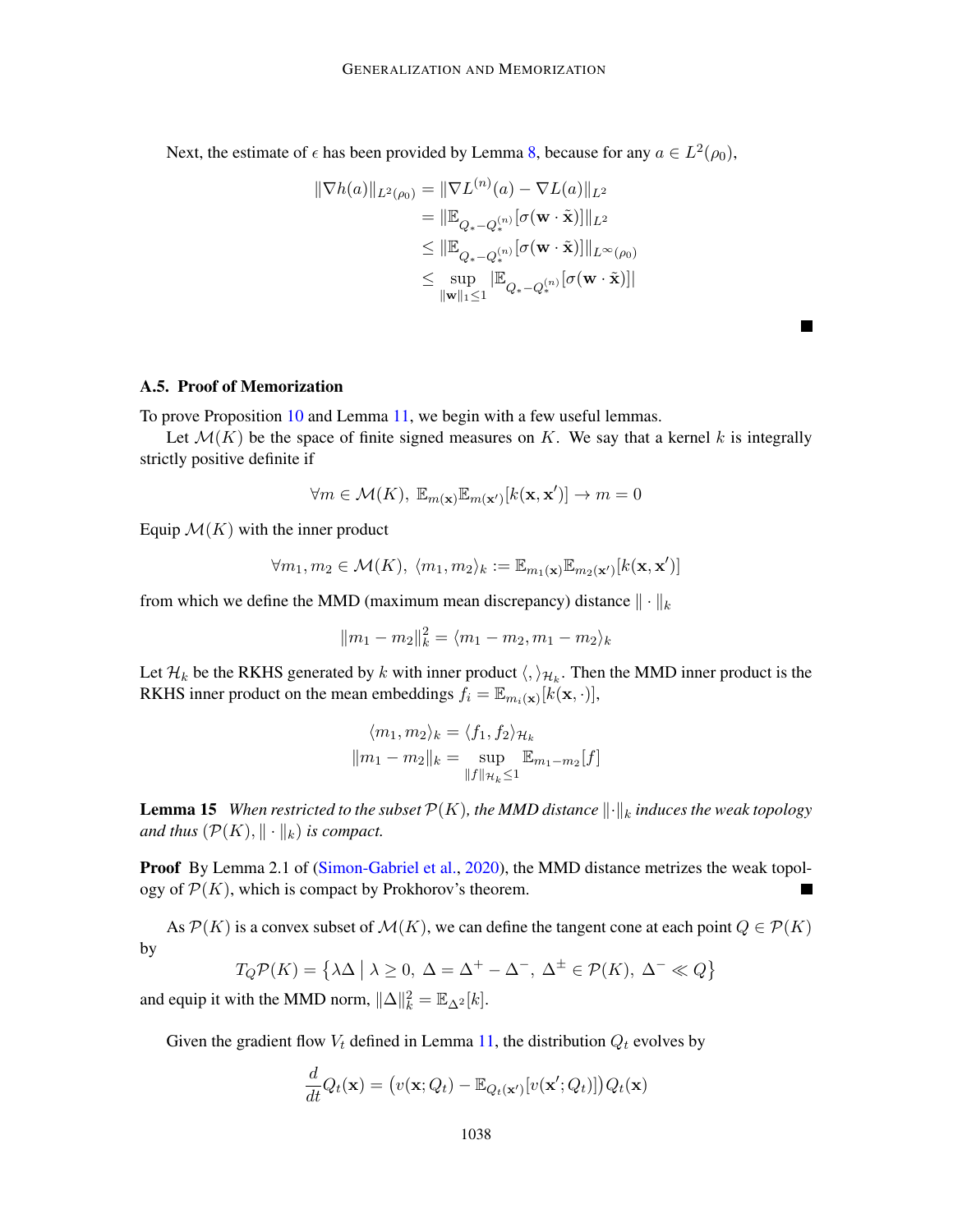Next, the estimate of $\epsilon$ has been provided by Lemma 8, because for any $a \in L^2(\rho_0)$,

$$
\begin{aligned}
\|\nabla h(a)\|_{L^2(\rho_0)} &= \|\nabla L^{(n)}(a) - \nabla L(a)\|_{L^2} \\
&= \|\mathbb{E}_{Q_* - Q_*^{(n)}}[\sigma(\mathbf{w} \cdot \tilde{\mathbf{x}})]\|_{L^2} \\
&\leq \|\mathbb{E}_{Q_* - Q_*^{(n)}}[\sigma(\mathbf{w} \cdot \tilde{\mathbf{x}})]\|_{L^\infty(\rho_0)} \\
&\leq \sup_{\|\mathbf{w}\|_1 \leq 1} |\mathbb{E}_{Q_* - Q_*^{(n)}}[\sigma(\mathbf{w} \cdot \tilde{\mathbf{x}})]|
\end{aligned}
$$

■

### A.5. Proof of Memorization

To prove Proposition 10 and Lemma 11, we begin with a few useful lemmas.

Let $\mathcal{M}(K)$ be the space of finite signed measures on $K$. We say that a kernel $k$ is integrally strictly positive definite if

$$
\forall m \in \mathcal{M}(K),\ \mathbb{E}_{m(\mathbf{x})}\mathbb{E}_{m(\mathbf{x}')}[k(\mathbf{x}, \mathbf{x}')] \to m = 0
$$

Equip $\mathcal{M}(K)$ with the inner product

$$
\forall m_1, m_2 \in \mathcal{M}(K),\ \langle m_1, m_2 \rangle_k := \mathbb{E}_{m_1(\mathbf{x})}\mathbb{E}_{m_2(\mathbf{x}')}[k(\mathbf{x}, \mathbf{x}')]
$$

from which we define the MMD (maximum mean discrepancy) distance $\|\cdot\|_k$

$$
\|m_1 - m_2\|_k^2 = \langle m_1 - m_2, m_1 - m_2 \rangle_k
$$

Let $\mathcal{H}_k$ be the RKHS generated by $k$ with inner product $\langle , \rangle_{\mathcal{H}_k}$. Then the MMD inner product is the RKHS inner product on the mean embeddings $f_i = \mathbb{E}_{m_i(\mathbf{x})}[k(\mathbf{x}, \cdot)]$,

$$
\begin{aligned}
\langle m_1, m_2 \rangle_k &= \langle f_1, f_2 \rangle_{\mathcal{H}_k} \\
\|m_1 - m_2\|_k &= \sup_{\|f\|_{\mathcal{H}_k} \leq 1} \mathbb{E}_{m_1 - m_2}[f]
\end{aligned}
$$

**Lemma 15** *When restricted to the subset $\mathcal{P}(K)$, the MMD distance $\|\cdot\|_k$ induces the weak topology and thus $(\mathcal{P}(K), \|\cdot\|_k)$ is compact.*

**Proof** By Lemma 2.1 of (Simon-Gabriel et al., 2020), the MMD distance metrizes the weak topology of $\mathcal{P}(K)$, which is compact by Prokhorov's theorem. ■

As $\mathcal{P}(K)$ is a convex subset of $\mathcal{M}(K)$, we can define the tangent cone at each point $Q \in \mathcal{P}(K)$ by

$$
T_Q\mathcal{P}(K) = \left\{\lambda\Delta \;\middle|\; \lambda \geq 0,\ \Delta = \Delta^+ - \Delta^-,\ \Delta^{\pm} \in \mathcal{P}(K),\ \Delta^- \ll Q\right\}
$$

and equip it with the MMD norm, $\|\Delta\|_k^2 = \mathbb{E}_{\Delta^2}[k]$.

Given the gradient flow $V_t$ defined in Lemma 11, the distribution $Q_t$ evolves by

$$
\frac{d}{dt}Q_t(\mathbf{x}) = \big(v(\mathbf{x}; Q_t) - \mathbb{E}_{Q_t(\mathbf{x}')}[v(\mathbf{x}'; Q_t)]\big)Q_t(\mathbf{x})
$$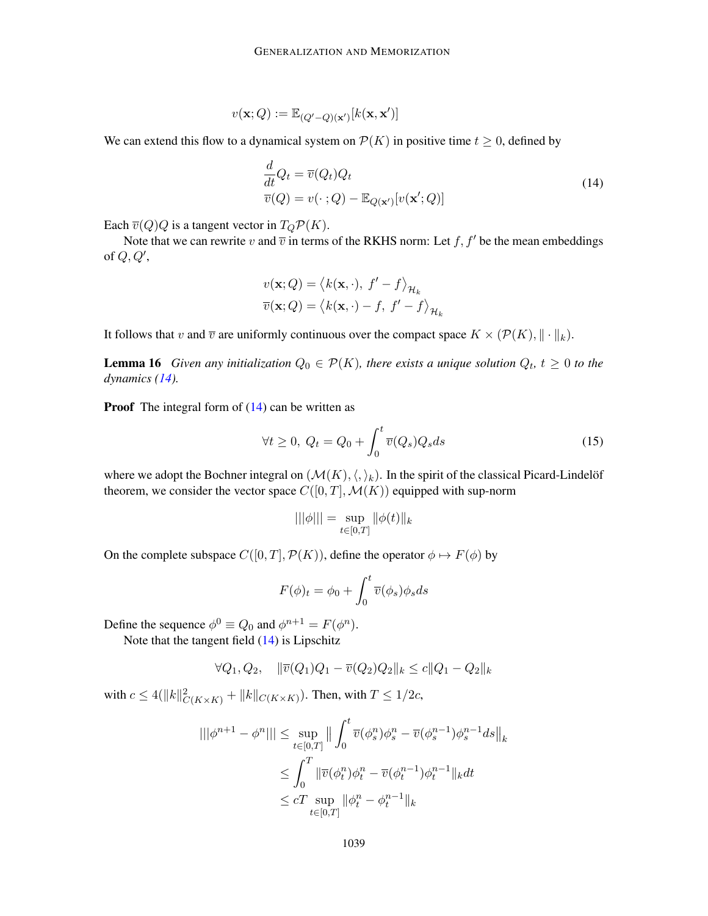$$v(\mathbf{x}; Q) := \mathbb{E}_{(Q'-Q)(\mathbf{x}')}[k(\mathbf{x}, \mathbf{x}')]$$

We can extend this flow to a dynamical system on $\mathcal{P}(K)$ in positive time $t \geq 0$, defined by

$$\begin{aligned} \frac{d}{dt} Q_t &= \overline{v}(Q_t) Q_t \\ \overline{v}(Q) &= v(\cdot\,; Q) - \mathbb{E}_{Q(\mathbf{x}')}[v(\mathbf{x}'; Q)] \end{aligned} \tag{14}$$

Each $\overline{v}(Q)Q$ is a tangent vector in $T_Q\mathcal{P}(K)$.

Note that we can rewrite $v$ and $\overline{v}$ in terms of the RKHS norm: Let $f, f'$ be the mean embeddings of $Q, Q'$,

$$\begin{aligned} v(\mathbf{x}; Q) &= \left\langle k(\mathbf{x}, \cdot),\ f' - f \right\rangle_{\mathcal{H}_k} \\ \overline{v}(\mathbf{x}; Q) &= \left\langle k(\mathbf{x}, \cdot) - f,\ f' - f \right\rangle_{\mathcal{H}_k} \end{aligned}$$

It follows that $v$ and $\overline{v}$ are uniformly continuous over the compact space $K \times (\mathcal{P}(K), \|\cdot\|_k)$.

**Lemma 16** *Given any initialization $Q_0 \in \mathcal{P}(K)$, there exists a unique solution $Q_t$, $t \geq 0$ to the dynamics (14).*

**Proof** The integral form of (14) can be written as

$$\forall t \geq 0,\ Q_t = Q_0 + \int_0^t \overline{v}(Q_s) Q_s ds \tag{15}$$

where we adopt the Bochner integral on $(\mathcal{M}(K), \langle, \rangle_k)$. In the spirit of the classical Picard-Lindelöf theorem, we consider the vector space $C([0,T], \mathcal{M}(K))$ equipped with sup-norm

$$|||\phi||| = \sup_{t \in [0,T]} \|\phi(t)\|_k$$

On the complete subspace $C([0,T], \mathcal{P}(K))$, define the operator $\phi \mapsto F(\phi)$ by

$$F(\phi)_t = \phi_0 + \int_0^t \overline{v}(\phi_s)\phi_s ds$$

Define the sequence $\phi^0 \equiv Q_0$ and $\phi^{n+1} = F(\phi^n)$.

Note that the tangent field (14) is Lipschitz

$$\forall Q_1, Q_2, \quad \|\overline{v}(Q_1)Q_1 - \overline{v}(Q_2)Q_2\|_k \leq c\|Q_1 - Q_2\|_k$$

with $c \leq 4(\|k\|^2_{C(K \times K)} + \|k\|_{C(K \times K)})$. Then, with $T \leq 1/2c$,

$$\begin{aligned} |||\phi^{n+1} - \phi^n||| &\leq \sup_{t \in [0,T]} \Big\| \int_0^t \overline{v}(\phi^n_s)\phi^n_s - \overline{v}(\phi^{n-1}_s)\phi^{n-1}_s ds \Big\|_k \\ &\leq \int_0^T \|\overline{v}(\phi^n_t)\phi^n_t - \overline{v}(\phi^{n-1}_t)\phi^{n-1}_t\|_k dt \\ &\leq cT \sup_{t \in [0,T]} \|\phi^n_t - \phi^{n-1}_t\|_k \end{aligned}$$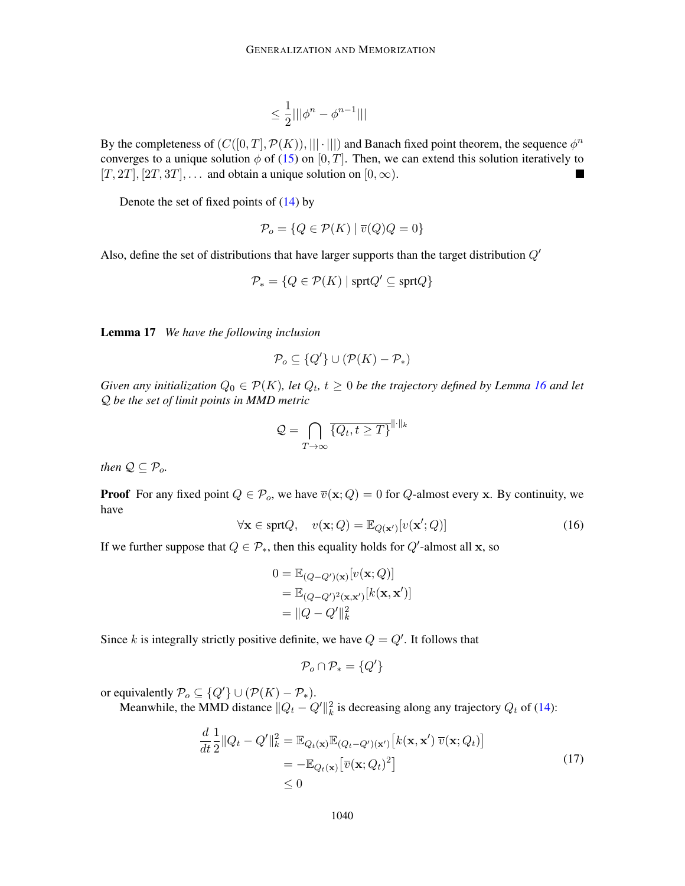$$\leq \frac{1}{2} |||\phi^n - \phi^{n-1}|||$$

By the completeness of $(C([0,T], \mathcal{P}(K)), |||\cdot|||)$ and Banach fixed point theorem, the sequence $\phi^n$ converges to a unique solution $\phi$ of (15) on $[0,T]$. Then, we can extend this solution iteratively to $[T, 2T], [2T, 3T], \ldots$ and obtain a unique solution on $[0, \infty)$. ∎

Denote the set of fixed points of (14) by

$$\mathcal{P}_o = \{Q \in \mathcal{P}(K) \mid \overline{v}(Q)Q = 0\}$$

Also, define the set of distributions that have larger supports than the target distribution $Q'$

$$\mathcal{P}_* = \{Q \in \mathcal{P}(K) \mid \text{sprt}Q' \subseteq \text{sprt}Q\}$$

**Lemma 17** *We have the following inclusion*

$$\mathcal{P}_o \subseteq \{Q'\} \cup (\mathcal{P}(K) - \mathcal{P}_*)$$

*Given any initialization $Q_0 \in \mathcal{P}(K)$, let $Q_t$, $t \geq 0$ be the trajectory defined by Lemma 16 and let $\mathcal{Q}$ be the set of limit points in MMD metric*

$$\mathcal{Q} = \bigcap_{T \to \infty} \overline{\{Q_t, t \geq T\}}^{\|\cdot\|_k}$$

*then $\mathcal{Q} \subseteq \mathcal{P}_o$.*

**Proof** For any fixed point $Q \in \mathcal{P}_o$, we have $\overline{v}(\mathbf{x}; Q) = 0$ for $Q$-almost every $\mathbf{x}$. By continuity, we have

$$\forall \mathbf{x} \in \text{sprt}Q, \quad v(\mathbf{x}; Q) = \mathbb{E}_{Q(\mathbf{x}')}[v(\mathbf{x}'; Q)] \tag{16}$$

If we further suppose that $Q \in \mathcal{P}_*$, then this equality holds for $Q'$-almost all $\mathbf{x}$, so

$$\begin{aligned}
0 &= \mathbb{E}_{(Q-Q')(\mathbf{x})}[v(\mathbf{x}; Q)] \\
&= \mathbb{E}_{(Q-Q')^2(\mathbf{x},\mathbf{x}')}[k(\mathbf{x}, \mathbf{x}')] \\
&= \|Q - Q'\|_k^2
\end{aligned}$$

Since $k$ is integrally strictly positive definite, we have $Q = Q'$. It follows that

$$\mathcal{P}_o \cap \mathcal{P}_* = \{Q'\}$$

or equivalently $\mathcal{P}_o \subseteq \{Q'\} \cup (\mathcal{P}(K) - \mathcal{P}_*)$.

Meanwhile, the MMD distance $\|Q_t - Q'\|_k^2$ is decreasing along any trajectory $Q_t$ of (14):

$$\begin{aligned}
\frac{d}{dt} \frac{1}{2} \|Q_t - Q'\|_k^2 &= \mathbb{E}_{Q_t(\mathbf{x})} \mathbb{E}_{(Q_t - Q')(\mathbf{x}')} \big[k(\mathbf{x}, \mathbf{x}')\, \overline{v}(\mathbf{x}; Q_t)\big] \\
&= -\mathbb{E}_{Q_t(\mathbf{x})} \big[\overline{v}(\mathbf{x}; Q_t)^2\big] \\
&\leq 0
\end{aligned} \tag{17}$$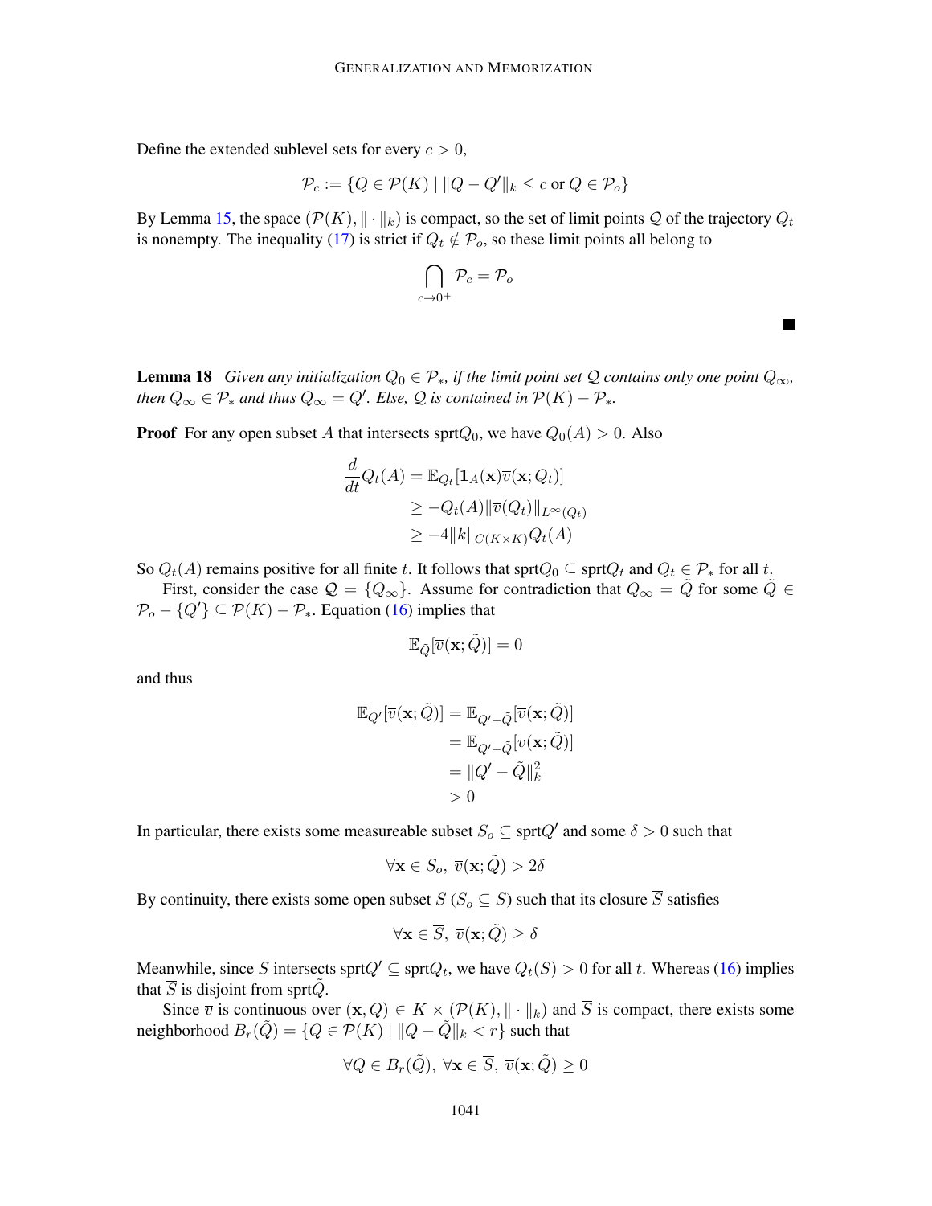Define the extended sublevel sets for every $c > 0$,

$$\mathcal{P}_c := \{Q \in \mathcal{P}(K) \mid \|Q - Q'\|_k \leq c \text{ or } Q \in \mathcal{P}_o\}$$

By Lemma 15, the space $(\mathcal{P}(K), \|\cdot\|_k)$ is compact, so the set of limit points $\mathcal{Q}$ of the trajectory $Q_t$ is nonempty. The inequality (17) is strict if $Q_t \notin \mathcal{P}_o$, so these limit points all belong to

$$\bigcap_{c \to 0^+} \mathcal{P}_c = \mathcal{P}_o$$

■

**Lemma 18** *Given any initialization $Q_0 \in \mathcal{P}_*$, if the limit point set $\mathcal{Q}$ contains only one point $Q_\infty$, then $Q_\infty \in \mathcal{P}_*$ and thus $Q_\infty = Q'$. Else, $\mathcal{Q}$ is contained in $\mathcal{P}(K) - \mathcal{P}_*$.*

**Proof** For any open subset $A$ that intersects $\text{sprt}Q_0$, we have $Q_0(A) > 0$. Also

$$\begin{aligned}
\frac{d}{dt} Q_t(A) &= \mathbb{E}_{Q_t}[\mathbf{1}_A(\mathbf{x}) \overline{v}(\mathbf{x}; Q_t)] \\
&\geq -Q_t(A) \|\overline{v}(Q_t)\|_{L^\infty(Q_t)} \\
&\geq -4\|k\|_{C(K \times K)} Q_t(A)
\end{aligned}$$

So $Q_t(A)$ remains positive for all finite $t$. It follows that $\text{sprt}Q_0 \subseteq \text{sprt}Q_t$ and $Q_t \in \mathcal{P}_*$ for all $t$.

First, consider the case $\mathcal{Q} = \{Q_\infty\}$. Assume for contradiction that $Q_\infty = \tilde{Q}$ for some $\tilde{Q} \in \mathcal{P}_o - \{Q'\} \subseteq \mathcal{P}(K) - \mathcal{P}_*$. Equation (16) implies that

$$\mathbb{E}_{\tilde{Q}}[\overline{v}(\mathbf{x}; \tilde{Q})] = 0$$

and thus

$$\begin{aligned}
\mathbb{E}_{Q'}[\overline{v}(\mathbf{x}; \tilde{Q})] &= \mathbb{E}_{Q' - \tilde{Q}}[\overline{v}(\mathbf{x}; \tilde{Q})] \\
&= \mathbb{E}_{Q' - \tilde{Q}}[v(\mathbf{x}; \tilde{Q})] \\
&= \|Q' - \tilde{Q}\|_k^2 \\
&> 0
\end{aligned}$$

In particular, there exists some measureable subset $S_o \subseteq \text{sprt}Q'$ and some $\delta > 0$ such that

$$\forall \mathbf{x} \in S_o, \ \overline{v}(\mathbf{x}; \tilde{Q}) > 2\delta$$

By continuity, there exists some open subset $S$ ($S_o \subseteq S$) such that its closure $\overline{S}$ satisfies

$$\forall \mathbf{x} \in \overline{S}, \ \overline{v}(\mathbf{x}; \tilde{Q}) \geq \delta$$

Meanwhile, since $S$ intersects $\text{sprt}Q' \subseteq \text{sprt}Q_t$, we have $Q_t(S) > 0$ for all $t$. Whereas (16) implies that $\overline{S}$ is disjoint from $\text{sprt}\tilde{Q}$.

Since $\overline{v}$ is continuous over $(\mathbf{x}, Q) \in K \times (\mathcal{P}(K), \|\cdot\|_k)$ and $\overline{S}$ is compact, there exists some neighborhood $B_r(\tilde{Q}) = \{Q \in \mathcal{P}(K) \mid \|Q - \tilde{Q}\|_k < r\}$ such that

$$\forall Q \in B_r(\tilde{Q}), \ \forall \mathbf{x} \in \overline{S}, \ \overline{v}(\mathbf{x}; \tilde{Q}) \geq 0$$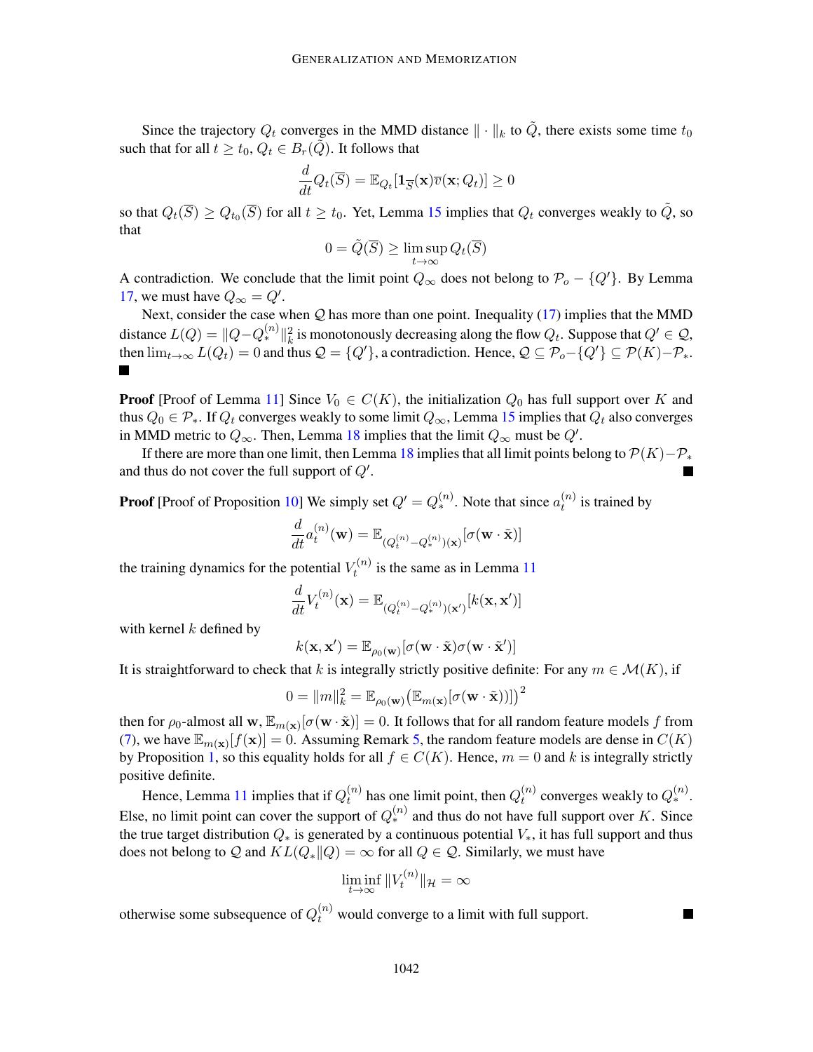Since the trajectory $Q_t$ converges in the MMD distance $\|\cdot\|_k$ to $\tilde{Q}$, there exists some time $t_0$ such that for all $t \geq t_0$, $Q_t \in B_r(\tilde{Q})$. It follows that

$$\frac{d}{dt}Q_t(\overline{S}) = \mathbb{E}_{Q_t}[\mathbf{1}_{\overline{S}}(\mathbf{x})\overline{v}(\mathbf{x}; Q_t)] \geq 0$$

so that $Q_t(\overline{S}) \geq Q_{t_0}(\overline{S})$ for all $t \geq t_0$. Yet, Lemma 15 implies that $Q_t$ converges weakly to $\tilde{Q}$, so that

$$0 = \tilde{Q}(\overline{S}) \geq \limsup_{t\to\infty} Q_t(\overline{S})$$

A contradiction. We conclude that the limit point $Q_\infty$ does not belong to $\mathcal{P}_o - \{Q'\}$. By Lemma 17, we must have $Q_\infty = Q'$.

Next, consider the case when $\mathcal{Q}$ has more than one point. Inequality (17) implies that the MMD distance $L(Q) = \|Q - Q_*^{(n)}\|_k^2$ is monotonously decreasing along the flow $Q_t$. Suppose that $Q' \in \mathcal{Q}$, then $\lim_{t\to\infty} L(Q_t) = 0$ and thus $\mathcal{Q} = \{Q'\}$, a contradiction. Hence, $\mathcal{Q} \subseteq \mathcal{P}_o - \{Q'\} \subseteq \mathcal{P}(K) - \mathcal{P}_*$. ■

**Proof** [Proof of Lemma 11] Since $V_0 \in C(K)$, the initialization $Q_0$ has full support over $K$ and thus $Q_0 \in \mathcal{P}_*$. If $Q_t$ converges weakly to some limit $Q_\infty$, Lemma 15 implies that $Q_t$ also converges in MMD metric to $Q_\infty$. Then, Lemma 18 implies that the limit $Q_\infty$ must be $Q'$.

If there are more than one limit, then Lemma 18 implies that all limit points belong to $\mathcal{P}(K) - \mathcal{P}_*$ and thus do not cover the full support of $Q'$. ■

**Proof** [Proof of Proposition 10] We simply set $Q' = Q_*^{(n)}$. Note that since $a_t^{(n)}$ is trained by

$$\frac{d}{dt}a_t^{(n)}(\mathbf{w}) = \mathbb{E}_{(Q_t^{(n)} - Q_*^{(n)})(\mathbf{x})}[\sigma(\mathbf{w} \cdot \tilde{\mathbf{x}})]$$

the training dynamics for the potential $V_t^{(n)}$ is the same as in Lemma 11

$$\frac{d}{dt}V_t^{(n)}(\mathbf{x}) = \mathbb{E}_{(Q_t^{(n)} - Q_*^{(n)})(\mathbf{x}')}[k(\mathbf{x}, \mathbf{x}')]$$

with kernel $k$ defined by

$$k(\mathbf{x}, \mathbf{x}') = \mathbb{E}_{\rho_0(\mathbf{w})}[\sigma(\mathbf{w} \cdot \tilde{\mathbf{x}})\sigma(\mathbf{w} \cdot \tilde{\mathbf{x}}')]$$

It is straightforward to check that $k$ is integrally strictly positive definite: For any $m \in \mathcal{M}(K)$, if

$$0 = \|m\|_k^2 = \mathbb{E}_{\rho_0(\mathbf{w})}\big(\mathbb{E}_{m(\mathbf{x})}[\sigma(\mathbf{w} \cdot \tilde{\mathbf{x}})]\big)^2$$

then for $\rho_0$-almost all $\mathbf{w}$, $\mathbb{E}_{m(\mathbf{x})}[\sigma(\mathbf{w} \cdot \tilde{\mathbf{x}})] = 0$. It follows that for all random feature models $f$ from (7), we have $\mathbb{E}_{m(\mathbf{x})}[f(\mathbf{x})] = 0$. Assuming Remark 5, the random feature models are dense in $C(K)$ by Proposition 1, so this equality holds for all $f \in C(K)$. Hence, $m = 0$ and $k$ is integrally strictly positive definite.

Hence, Lemma 11 implies that if $Q_t^{(n)}$ has one limit point, then $Q_t^{(n)}$ converges weakly to $Q_*^{(n)}$. Else, no limit point can cover the support of $Q_*^{(n)}$ and thus do not have full support over $K$. Since the true target distribution $Q_*$ is generated by a continuous potential $V_*$, it has full support and thus does not belong to $\mathcal{Q}$ and $KL(Q_*\|Q) = \infty$ for all $Q \in \mathcal{Q}$. Similarly, we must have

$$\liminf_{t\to\infty} \|V_t^{(n)}\|_{\mathcal{H}} = \infty$$

otherwise some subsequence of $Q_t^{(n)}$ would converge to a limit with full support. ■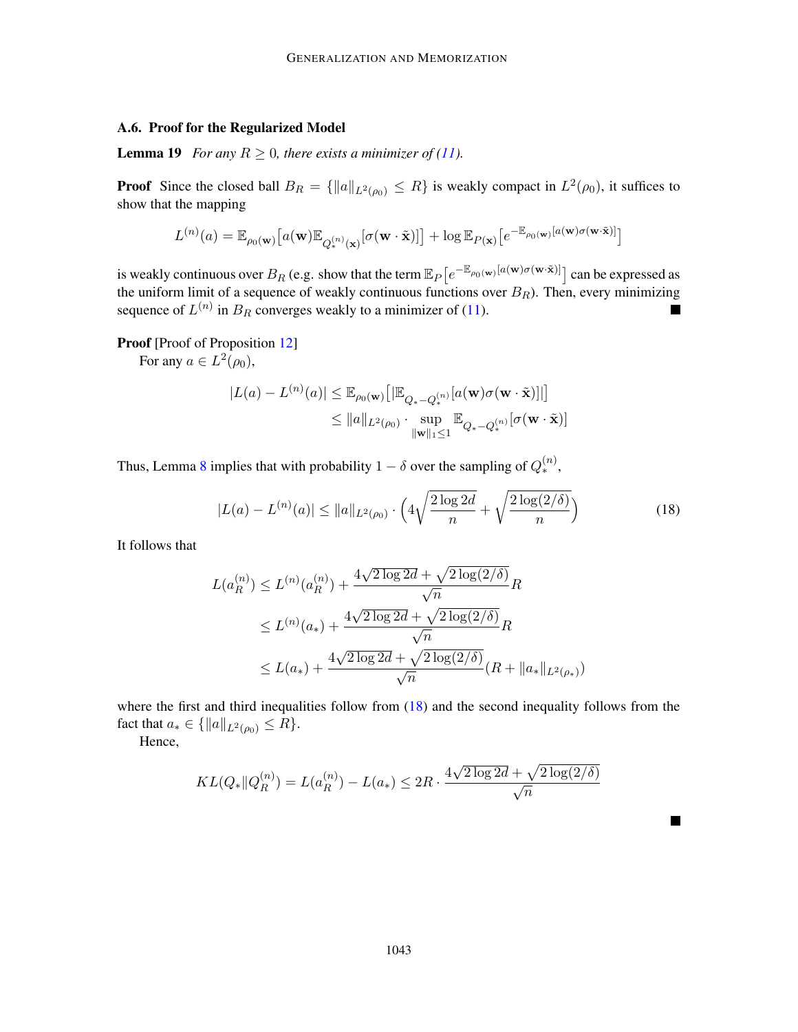### A.6. Proof for the Regularized Model

**Lemma 19** *For any $R \geq 0$, there exists a minimizer of (11).*

**Proof** Since the closed ball $B_R = \{\|a\|_{L^2(\rho_0)} \leq R\}$ is weakly compact in $L^2(\rho_0)$, it suffices to show that the mapping

$$L^{(n)}(a) = \mathbb{E}_{\rho_0(\mathbf{w})}\big[a(\mathbf{w})\mathbb{E}_{Q_*^{(n)}(\mathbf{x})}[\sigma(\mathbf{w}\cdot\tilde{\mathbf{x}})]\big] + \log \mathbb{E}_{P(\mathbf{x})}\big[e^{-\mathbb{E}_{\rho_0(\mathbf{w})}[a(\mathbf{w})\sigma(\mathbf{w}\cdot\tilde{\mathbf{x}})]}\big]$$

is weakly continuous over $B_R$ (e.g. show that the term $\mathbb{E}_P\big[e^{-\mathbb{E}_{\rho_0(\mathbf{w})}[a(\mathbf{w})\sigma(\mathbf{w}\cdot\tilde{\mathbf{x}})]}\big]$ can be expressed as the uniform limit of a sequence of weakly continuous functions over $B_R$). Then, every minimizing sequence of $L^{(n)}$ in $B_R$ converges weakly to a minimizer of (11). ∎

**Proof** [Proof of Proposition 12]

For any $a \in L^2(\rho_0)$,

$$\begin{aligned}
|L(a) - L^{(n)}(a)| &\leq \mathbb{E}_{\rho_0(\mathbf{w})}\big[|\mathbb{E}_{Q_* - Q_*^{(n)}}[a(\mathbf{w})\sigma(\mathbf{w}\cdot\tilde{\mathbf{x}})]|\big] \\
&\leq \|a\|_{L^2(\rho_0)} \cdot \sup_{\|\mathbf{w}\|_1 \leq 1} \mathbb{E}_{Q_* - Q_*^{(n)}}[\sigma(\mathbf{w}\cdot\tilde{\mathbf{x}})]
\end{aligned}$$

Thus, Lemma 8 implies that with probability $1-\delta$ over the sampling of $Q_*^{(n)}$,

$$|L(a) - L^{(n)}(a)| \leq \|a\|_{L^2(\rho_0)} \cdot \left(4\sqrt{\frac{2\log 2d}{n}} + \sqrt{\frac{2\log(2/\delta)}{n}}\right) \tag{18}$$

It follows that

$$\begin{aligned}
L(a_R^{(n)}) &\leq L^{(n)}(a_R^{(n)}) + \frac{4\sqrt{2\log 2d} + \sqrt{2\log(2/\delta)}}{\sqrt{n}} R \\
&\leq L^{(n)}(a_*) + \frac{4\sqrt{2\log 2d} + \sqrt{2\log(2/\delta)}}{\sqrt{n}} R \\
&\leq L(a_*) + \frac{4\sqrt{2\log 2d} + \sqrt{2\log(2/\delta)}}{\sqrt{n}} (R + \|a_*\|_{L^2(\rho_*)})
\end{aligned}$$

where the first and third inequalities follow from (18) and the second inequality follows from the fact that $a_* \in \{\|a\|_{L^2(\rho_0)} \leq R\}$.

Hence,

$$KL(Q_* \| Q_R^{(n)}) = L(a_R^{(n)}) - L(a_*) \leq 2R \cdot \frac{4\sqrt{2\log 2d} + \sqrt{2\log(2/\delta)}}{\sqrt{n}}$$

∎